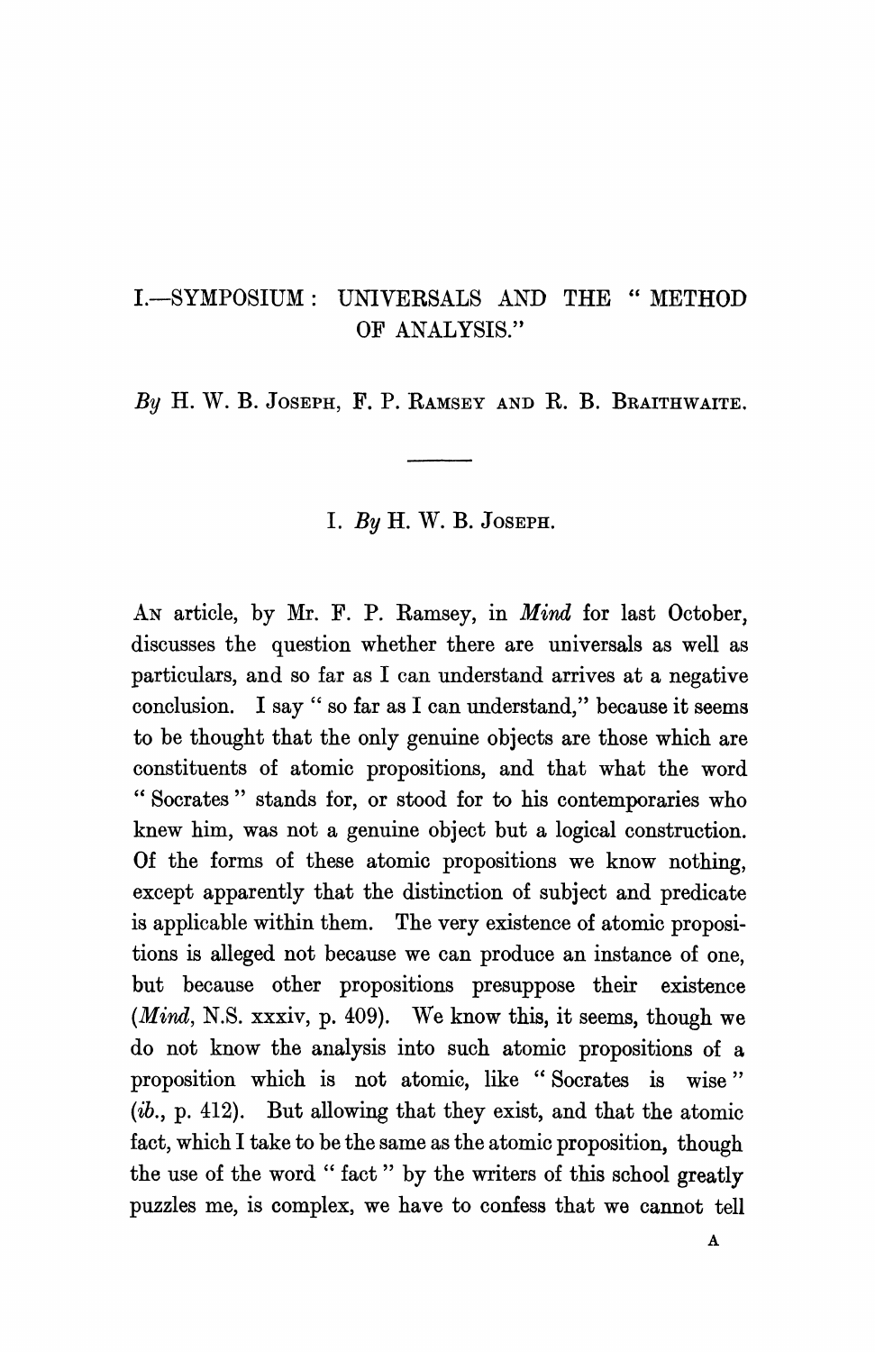# I.—SYMPOSIUM: UNIVERSALS AND THE "METHOD OF ANALYSIS."

*By* H. W. B. JOSEPH, F. P. RAMSEY AND R. B. BRAITHWAITE.

---

## I. *By* H. W. B. JOSEPH.

AN article, by Mr. F. P. Ramsey, in *Mind* for last October, discusses the question whether there are universals as well as particulars, and so far as I can understand arrives at a negative conclusion. I say "so far as I can understand," because it seems to be thought that the only genuine objects are those which are constituents of atomic propositions, and that what the word "Socrates" stands for, or stood for to his contemporaries who knew him, was not a genuine object but a logical construction. Of the forms of these atomic propositions we know nothing, except apparently that the distinction of subject and predicate is applicable within them. The very existence of atomic propositions is alleged not because we can produce an instance of one, but because other propositions presuppose their existence (*Mind*, N.S. xxxiv, p. 409). We know this, it seems, though we do not know the analysis into such atomic propositions of a proposition which is not atomic, like "Socrates is wise" (*ib.*, p. 412). But allowing that they exist, and that the atomic fact, which I take to be the same as the atomic proposition, though the use of the word "fact" by the writers of this school greatly puzzles me, is complex, we have to confess that we cannot tell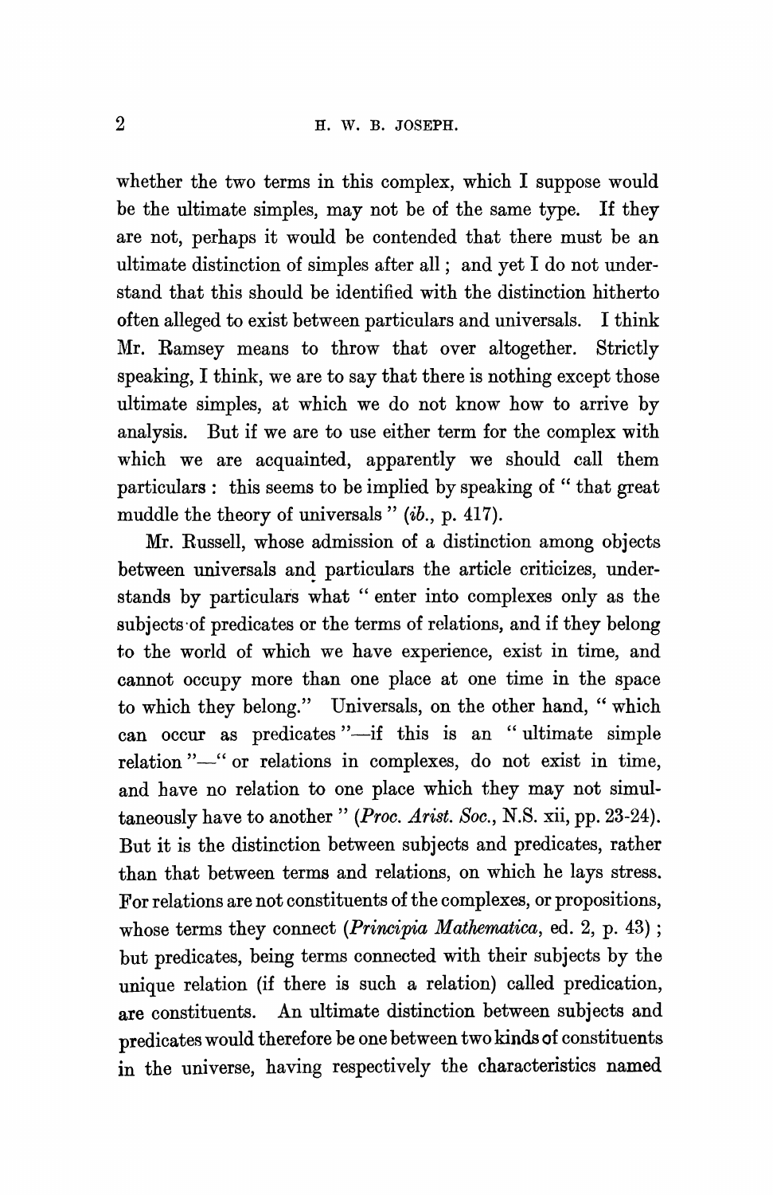whether the two terms in this complex, which I suppose would be the ultimate simples, may not be of the same type. If they are not, perhaps it would be contended that there must be an ultimate distinction of simples after all; and yet I do not understand that this should be identified with the distinction hitherto often alleged to exist between particulars and universals. I think Mr. Ramsey means to throw that over altogether. Strictly speaking, I think, we are to say that there is nothing except those ultimate simples, at which we do not know how to arrive by analysis. But if we are to use either term for the complex with which we are acquainted, apparently we should call them particulars: this seems to be implied by speaking of "that great muddle the theory of universals" (*ib.*, p. 417).

Mr. Russell, whose admission of a distinction among objects between universals and particulars the article criticizes, understands by particulars what "enter into complexes only as the subjects of predicates or the terms of relations, and if they belong to the world of which we have experience, exist in time, and cannot occupy more than one place at one time in the space to which they belong." Universals, on the other hand, "which can occur as predicates"—if this is an "ultimate simple relation"—"or relations in complexes, do not exist in time, and have no relation to one place which they may not simultaneously have to another" (*Proc. Arist. Soc.*, N.S. xii, pp. 23-24). But it is the distinction between subjects and predicates, rather than that between terms and relations, on which he lays stress. For relations are not constituents of the complexes, or propositions, whose terms they connect (*Principia Mathematica*, ed. 2, p. 43); but predicates, being terms connected with their subjects by the unique relation (if there is such a relation) called predication, are constituents. An ultimate distinction between subjects and predicates would therefore be one between two kinds of constituents in the universe, having respectively the characteristics named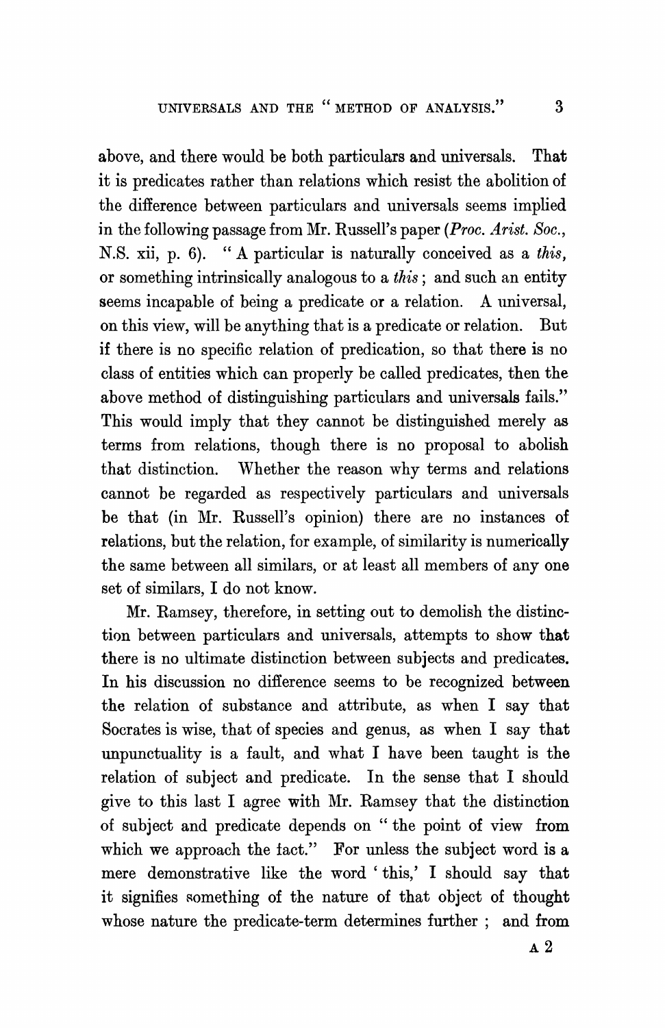above, and there would be both particulars and universals. That it is predicates rather than relations which resist the abolition of the difference between particulars and universals seems implied in the following passage from Mr. Russell's paper (*Proc. Arist. Soc.*, N.S. xii, p. 6). "A particular is naturally conceived as a *this*, or something intrinsically analogous to a *this*; and such an entity seems incapable of being a predicate or a relation. A universal, on this view, will be anything that is a predicate or relation. But if there is no specific relation of predication, so that there is no class of entities which can properly be called predicates, then the above method of distinguishing particulars and universals fails." This would imply that they cannot be distinguished merely as terms from relations, though there is no proposal to abolish that distinction. Whether the reason why terms and relations cannot be regarded as respectively particulars and universals be that (in Mr. Russell's opinion) there are no instances of relations, but the relation, for example, of similarity is numerically the same between all similars, or at least all members of any one set of similars, I do not know.

Mr. Ramsey, therefore, in setting out to demolish the distinction between particulars and universals, attempts to show that there is no ultimate distinction between subjects and predicates. In his discussion no difference seems to be recognized between the relation of substance and attribute, as when I say that Socrates is wise, that of species and genus, as when I say that unpunctuality is a fault, and what I have been taught is the relation of subject and predicate. In the sense that I should give to this last I agree with Mr. Ramsey that the distinction of subject and predicate depends on "the point of view from which we approach the fact." For unless the subject word is a mere demonstrative like the word 'this,' I should say that it signifies something of the nature of that object of thought whose nature the predicate-term determines further; and from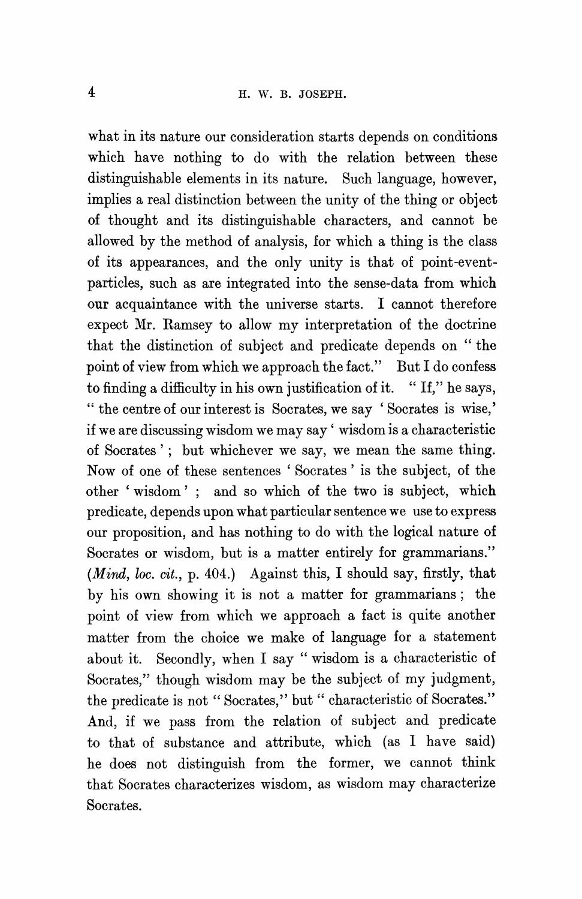what in its nature our consideration starts depends on conditions which have nothing to do with the relation between these distinguishable elements in its nature. Such language, however, implies a real distinction between the unity of the thing or object of thought and its distinguishable characters, and cannot be allowed by the method of analysis, for which a thing is the class of its appearances, and the only unity is that of point-event-particles, such as are integrated into the sense-data from which our acquaintance with the universe starts. I cannot therefore expect Mr. Ramsey to allow my interpretation of the doctrine that the distinction of subject and predicate depends on "the point of view from which we approach the fact." But I do confess to finding a difficulty in his own justification of it. "If," he says, "the centre of our interest is Socrates, we say 'Socrates is wise,' if we are discussing wisdom we may say 'wisdom is a characteristic of Socrates'; but whichever we say, we mean the same thing. Now of one of these sentences 'Socrates' is the subject, of the other 'wisdom'; and so which of the two is subject, which predicate, depends upon what particular sentence we use to express our proposition, and has nothing to do with the logical nature of Socrates or wisdom, but is a matter entirely for grammarians." (*Mind*, *loc. cit.*, p. 404.) Against this, I should say, firstly, that by his own showing it is not a matter for grammarians; the point of view from which we approach a fact is quite another matter from the choice we make of language for a statement about it. Secondly, when I say "wisdom is a characteristic of Socrates," though wisdom may be the subject of my judgment, the predicate is not "Socrates," but "characteristic of Socrates." And, if we pass from the relation of subject and predicate to that of substance and attribute, which (as I have said) he does not distinguish from the former, we cannot think that Socrates characterizes wisdom, as wisdom may characterize Socrates.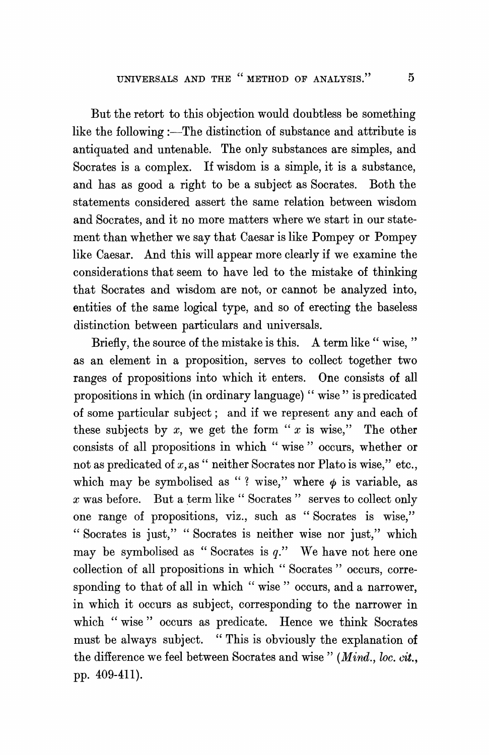But the retort to this objection would doubtless be something like the following :—The distinction of substance and attribute is antiquated and untenable. The only substances are simples, and Socrates is a complex. If wisdom is a simple, it is a substance, and has as good a right to be a subject as Socrates. Both the statements considered assert the same relation between wisdom and Socrates, and it no more matters where we start in our statement than whether we say that Caesar is like Pompey or Pompey like Caesar. And this will appear more clearly if we examine the considerations that seem to have led to the mistake of thinking that Socrates and wisdom are not, or cannot be analyzed into, entities of the same logical type, and so of erecting the baseless distinction between particulars and universals.

Briefly, the source of the mistake is this. A term like " wise, " as an element in a proposition, serves to collect together two ranges of propositions into which it enters. One consists of all propositions in which (in ordinary language) " wise " is predicated of some particular subject ; and if we represent any and each of these subjects by $x$, we get the form " $x$ is wise," The other consists of all propositions in which " wise " occurs, whether or not as predicated of $x$, as " neither Socrates nor Plato is wise," etc., which may be symbolised as " ? wise," where $\phi$ is variable, as $x$ was before. But a term like " Socrates " serves to collect only one range of propositions, viz., such as " Socrates is wise," " Socrates is just," " Socrates is neither wise nor just," which may be symbolised as " Socrates is $q$." We have not here one collection of all propositions in which " Socrates " occurs, corresponding to that of all in which " wise " occurs, and a narrower, in which it occurs as subject, corresponding to the narrower in which " wise " occurs as predicate. Hence we think Socrates must be always subject. " This is obviously the explanation of the difference we feel between Socrates and wise " (*Mind.*, *loc. cit.*, pp. 409-411).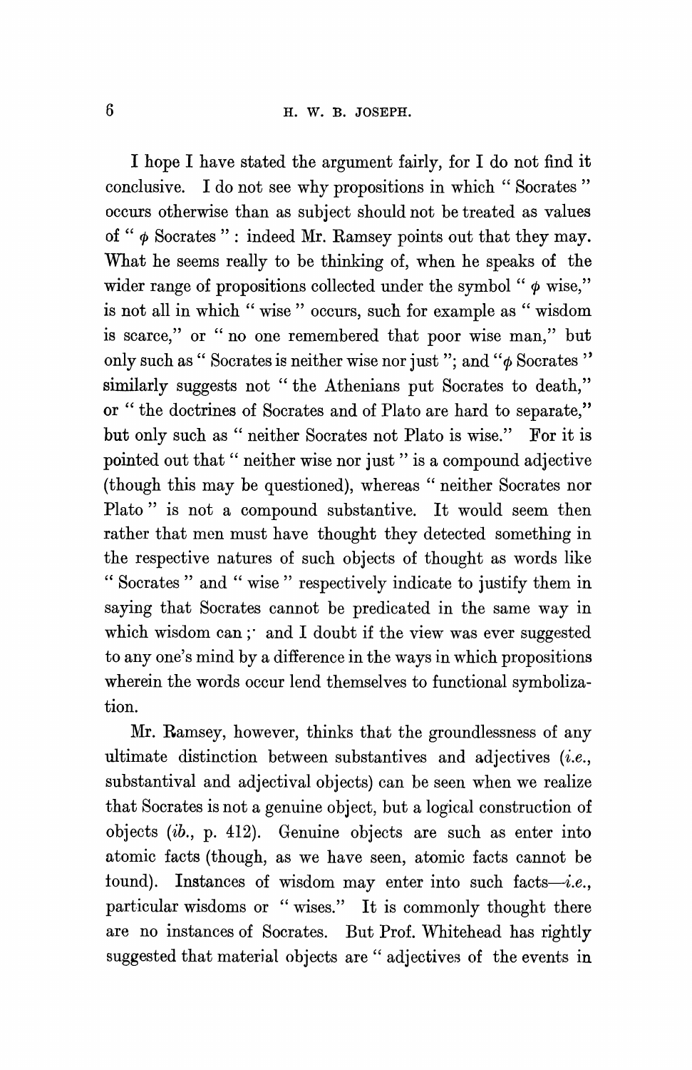I hope I have stated the argument fairly, for I do not find it conclusive. I do not see why propositions in which " Socrates " occurs otherwise than as subject should not be treated as values of " $\phi$ Socrates " : indeed Mr. Ramsey points out that they may. What he seems really to be thinking of, when he speaks of the wider range of propositions collected under the symbol " $\phi$ wise," is not all in which " wise " occurs, such for example as " wisdom is scarce," or " no one remembered that poor wise man," but only such as " Socrates is neither wise nor just "; and "$\phi$ Socrates " similarly suggests not " the Athenians put Socrates to death," or " the doctrines of Socrates and of Plato are hard to separate," but only such as " neither Socrates not Plato is wise." For it is pointed out that " neither wise nor just " is a compound adjective (though this may be questioned), whereas " neither Socrates nor Plato " is not a compound substantive. It would seem then rather that men must have thought they detected something in the respective natures of such objects of thought as words like " Socrates " and " wise " respectively indicate to justify them in saying that Socrates cannot be predicated in the same way in which wisdom can ;· and I doubt if the view was ever suggested to any one's mind by a difference in the ways in which propositions wherein the words occur lend themselves to functional symbolization.

Mr. Ramsey, however, thinks that the groundlessness of any ultimate distinction between substantives and adjectives (*i.e.*, substantival and adjectival objects) can be seen when we realize that Socrates is not a genuine object, but a logical construction of objects (*ib.*, p. 412). Genuine objects are such as enter into atomic facts (though, as we have seen, atomic facts cannot be found). Instances of wisdom may enter into such facts—*i.e.*, particular wisdoms or " wises." It is commonly thought there are no instances of Socrates. But Prof. Whitehead has rightly suggested that material objects are " adjectives of the events in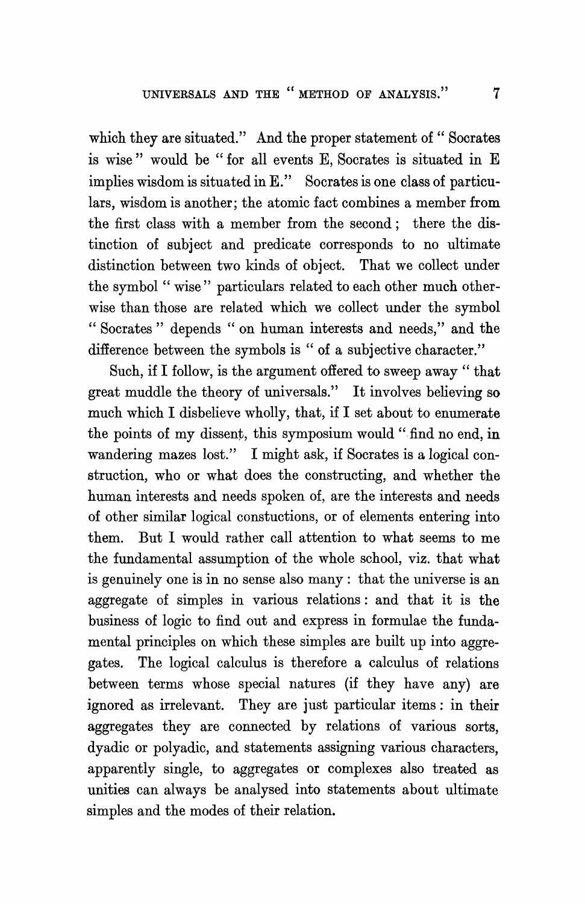which they are situated." And the proper statement of " Socrates is wise " would be " for all events E, Socrates is situated in E implies wisdom is situated in E." Socrates is one class of particulars, wisdom is another; the atomic fact combines a member from the first class with a member from the second; there the distinction of subject and predicate corresponds to no ultimate distinction between two kinds of object. That we collect under the symbol " wise " particulars related to each other much otherwise than those are related which we collect under the symbol " Socrates " depends " on human interests and needs," and the difference between the symbols is " of a subjective character."

Such, if I follow, is the argument offered to sweep away " that great muddle the theory of universals." It involves believing so much which I disbelieve wholly, that, if I set about to enumerate the points of my dissent, this symposium would " find no end, in wandering mazes lost." I might ask, if Socrates is a logical construction, who or what does the constructing, and whether the human interests and needs spoken of, are the interests and needs of other similar logical constuctions, or of elements entering into them. But I would rather call attention to what seems to me the fundamental assumption of the whole school, viz. that what is genuinely one is in no sense also many : that the universe is an aggregate of simples in various relations : and that it is the business of logic to find out and express in formulae the fundamental principles on which these simples are built up into aggregates. The logical calculus is therefore a calculus of relations between terms whose special natures (if they have any) are ignored as irrelevant. They are just particular items : in their aggregates they are connected by relations of various sorts, dyadic or polyadic, and statements assigning various characters, apparently single, to aggregates or complexes also treated as unities can always be analysed into statements about ultimate simples and the modes of their relation.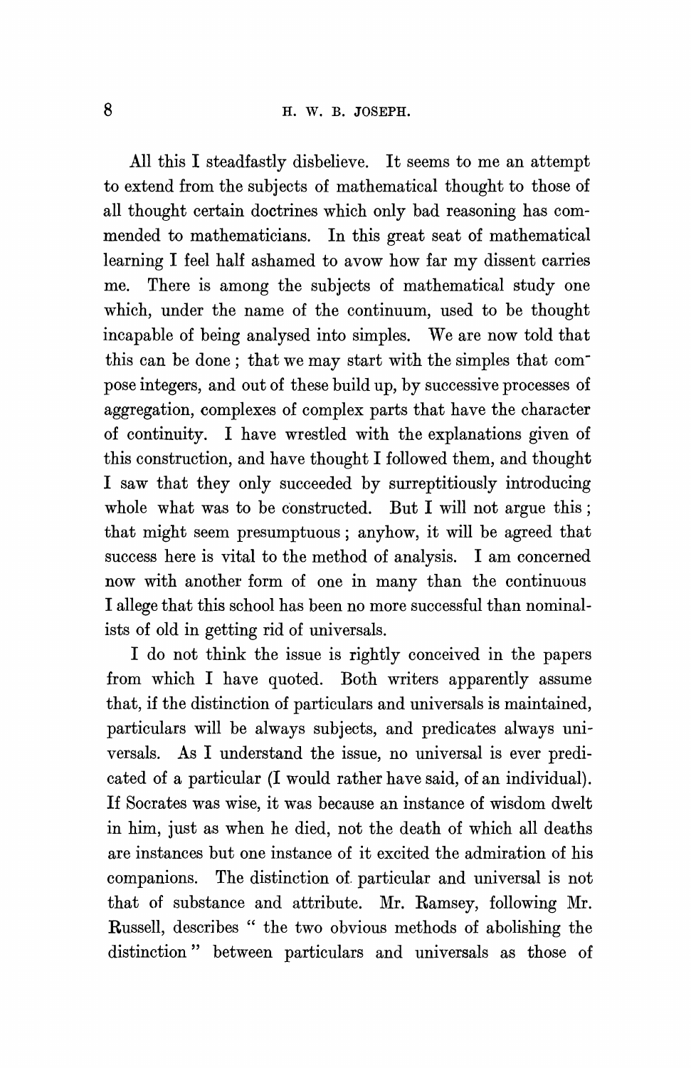All this I steadfastly disbelieve. It seems to me an attempt to extend from the subjects of mathematical thought to those of all thought certain doctrines which only bad reasoning has commended to mathematicians. In this great seat of mathematical learning I feel half ashamed to avow how far my dissent carries me. There is among the subjects of mathematical study one which, under the name of the continuum, used to be thought incapable of being analysed into simples. We are now told that this can be done; that we may start with the simples that compose integers, and out of these build up, by successive processes of aggregation, complexes of complex parts that have the character of continuity. I have wrestled with the explanations given of this construction, and have thought I followed them, and thought I saw that they only succeeded by surreptitiously introducing whole what was to be constructed. But I will not argue this; that might seem presumptuous; anyhow, it will be agreed that success here is vital to the method of analysis. I am concerned now with another form of one in many than the continuous I allege that this school has been no more successful than nominalists of old in getting rid of universals.

I do not think the issue is rightly conceived in the papers from which I have quoted. Both writers apparently assume that, if the distinction of particulars and universals is maintained, particulars will be always subjects, and predicates always universals. As I understand the issue, no universal is ever predicated of a particular (I would rather have said, of an individual). If Socrates was wise, it was because an instance of wisdom dwelt in him, just as when he died, not the death of which all deaths are instances but one instance of it excited the admiration of his companions. The distinction of particular and universal is not that of substance and attribute. Mr. Ramsey, following Mr. Russell, describes " the two obvious methods of abolishing the distinction " between particulars and universals as those of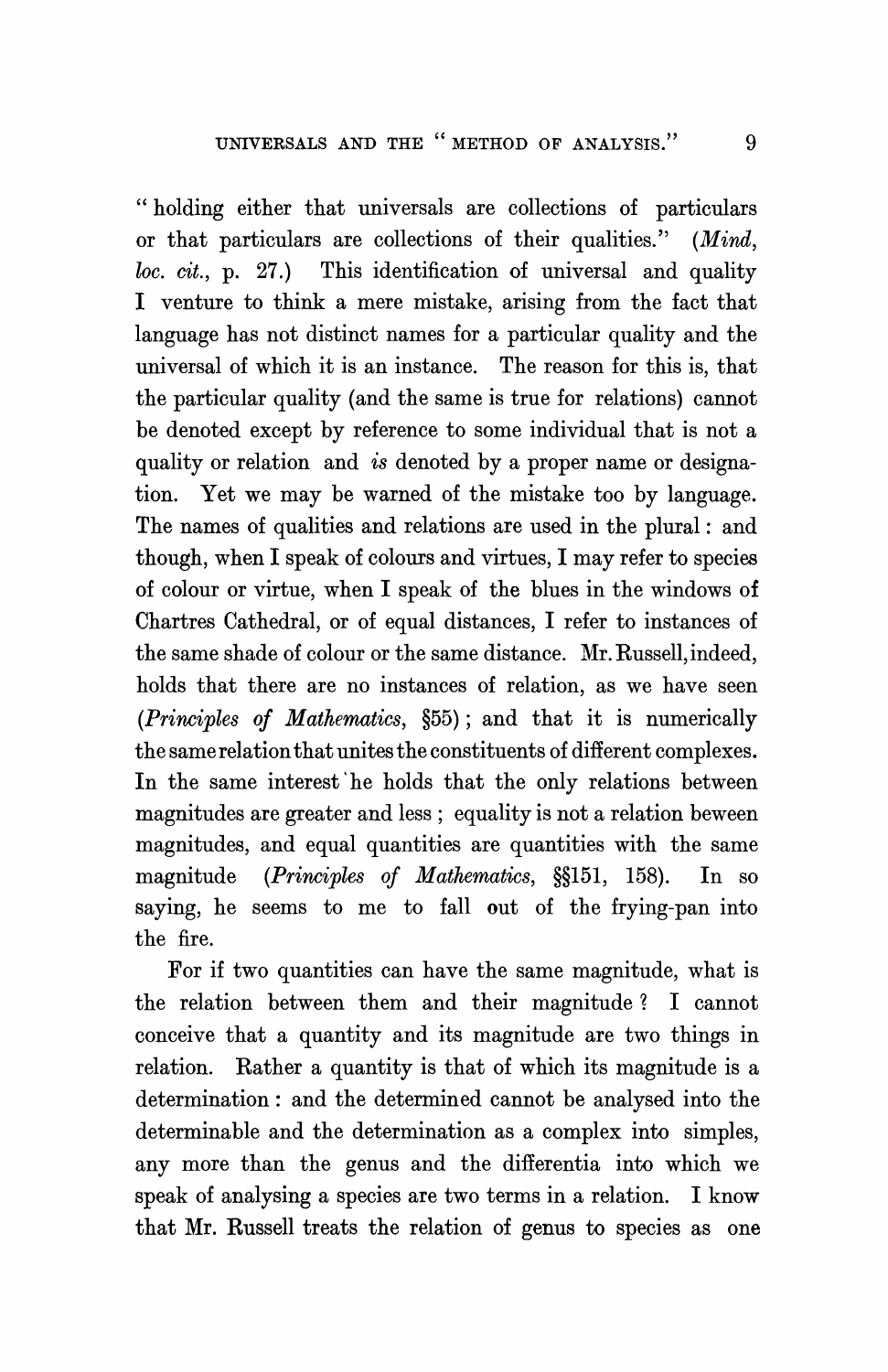"holding either that universals are collections of particulars or that particulars are collections of their qualities." (*Mind*, *loc. cit.*, p. 27.) This identification of universal and quality I venture to think a mere mistake, arising from the fact that language has not distinct names for a particular quality and the universal of which it is an instance. The reason for this is, that the particular quality (and the same is true for relations) cannot be denoted except by reference to some individual that is not a quality or relation and *is* denoted by a proper name or designation. Yet we may be warned of the mistake too by language. The names of qualities and relations are used in the plural: and though, when I speak of colours and virtues, I may refer to species of colour or virtue, when I speak of the blues in the windows of Chartres Cathedral, or of equal distances, I refer to instances of the same shade of colour or the same distance. Mr. Russell, indeed, holds that there are no instances of relation, as we have seen (*Principles of Mathematics*, §55); and that it is numerically the same relation that unites the constituents of different complexes. In the same interest he holds that the only relations between magnitudes are greater and less; equality is not a relation beween magnitudes, and equal quantities are quantities with the same magnitude (*Principles of Mathematics*, §§151, 158). In so saying, he seems to me to fall out of the frying-pan into the fire.

For if two quantities can have the same magnitude, what is the relation between them and their magnitude? I cannot conceive that a quantity and its magnitude are two things in relation. Rather a quantity is that of which its magnitude is a determination: and the determined cannot be analysed into the determinable and the determination as a complex into simples, any more than the genus and the differentia into which we speak of analysing a species are two terms in a relation. I know that Mr. Russell treats the relation of genus to species as one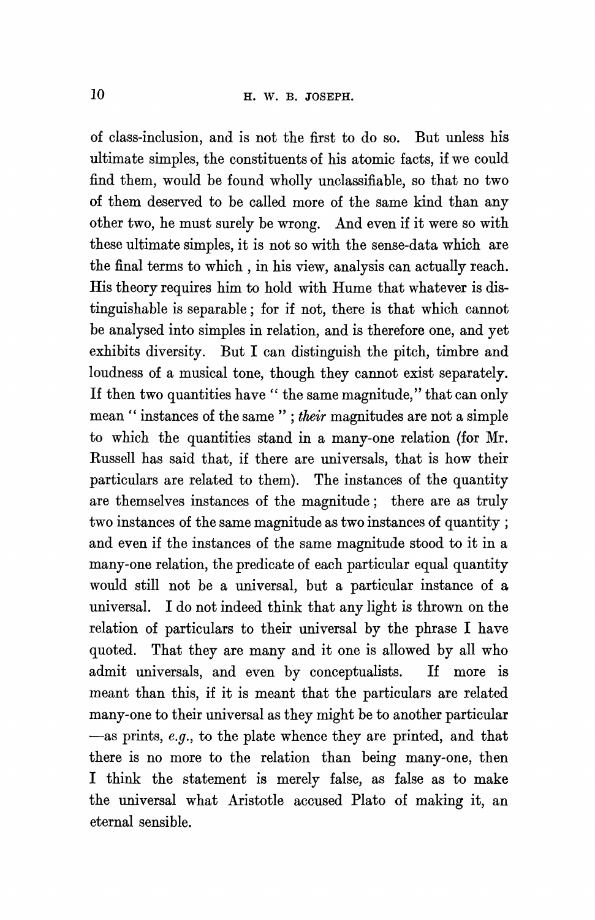of class-inclusion, and is not the first to do so. But unless his ultimate simples, the constituents of his atomic facts, if we could find them, would be found wholly unclassifiable, so that no two of them deserved to be called more of the same kind than any other two, he must surely be wrong. And even if it were so with these ultimate simples, it is not so with the sense-data which are the final terms to which , in his view, analysis can actually reach. His theory requires him to hold with Hume that whatever is distinguishable is separable; for if not, there is that which cannot be analysed into simples in relation, and is therefore one, and yet exhibits diversity. But I can distinguish the pitch, timbre and loudness of a musical tone, though they cannot exist separately. If then two quantities have " the same magnitude," that can only mean " instances of the same " ; *their* magnitudes are not a simple to which the quantities stand in a many-one relation (for Mr. Russell has said that, if there are universals, that is how their particulars are related to them). The instances of the quantity are themselves instances of the magnitude; there are as truly two instances of the same magnitude as two instances of quantity; and even if the instances of the same magnitude stood to it in a many-one relation, the predicate of each particular equal quantity would still not be a universal, but a particular instance of a universal. I do not indeed think that any light is thrown on the relation of particulars to their universal by the phrase I have quoted. That they are many and it one is allowed by all who admit universals, and even by conceptualists. If more is meant than this, if it is meant that the particulars are related many-one to their universal as they might be to another particular —as prints, *e.g.*, to the plate whence they are printed, and that there is no more to the relation than being many-one, then I think the statement is merely false, as false as to make the universal what Aristotle accused Plato of making it, an eternal sensible.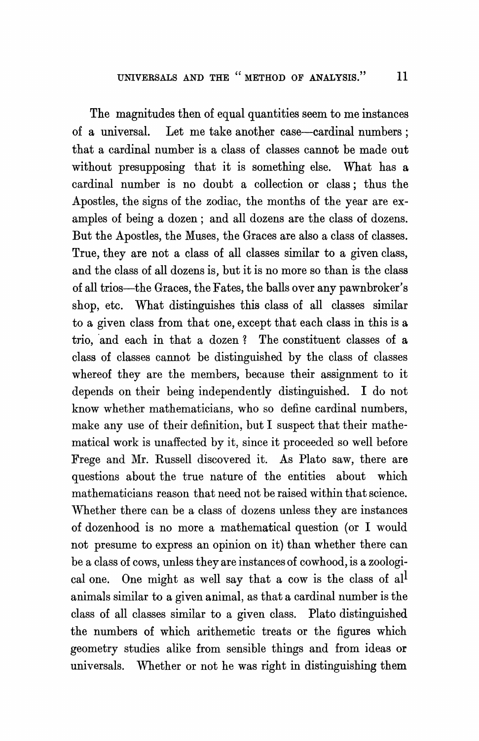The magnitudes then of equal quantities seem to me instances of a universal. Let me take another case—cardinal numbers; that a cardinal number is a class of classes cannot be made out without presupposing that it is something else. What has a cardinal number is no doubt a collection or class; thus the Apostles, the signs of the zodiac, the months of the year are examples of being a dozen; and all dozens are the class of dozens. But the Apostles, the Muses, the Graces are also a class of classes. True, they are not a class of all classes similar to a given class, and the class of all dozens is, but it is no more so than is the class of all trios—the Graces, the Fates, the balls over any pawnbroker's shop, etc. What distinguishes this class of all classes similar to a given class from that one, except that each class in this is a trio, and each in that a dozen? The constituent classes of a class of classes cannot be distinguished by the class of classes whereof they are the members, because their assignment to it depends on their being independently distinguished. I do not know whether mathematicians, who so define cardinal numbers, make any use of their definition, but I suspect that their mathematical work is unaffected by it, since it proceeded so well before Frege and Mr. Russell discovered it. As Plato saw, there are questions about the true nature of the entities about which mathematicians reason that need not be raised within that science. Whether there can be a class of dozens unless they are instances of dozenhood is no more a mathematical question (or I would not presume to express an opinion on it) than whether there can be a class of cows, unless they are instances of cowhood, is a zoological one. One might as well say that a cow is the class of all animals similar to a given animal, as that a cardinal number is the class of all classes similar to a given class. Plato distinguished the numbers of which arithemetic treats or the figures which geometry studies alike from sensible things and from ideas or universals. Whether or not he was right in distinguishing them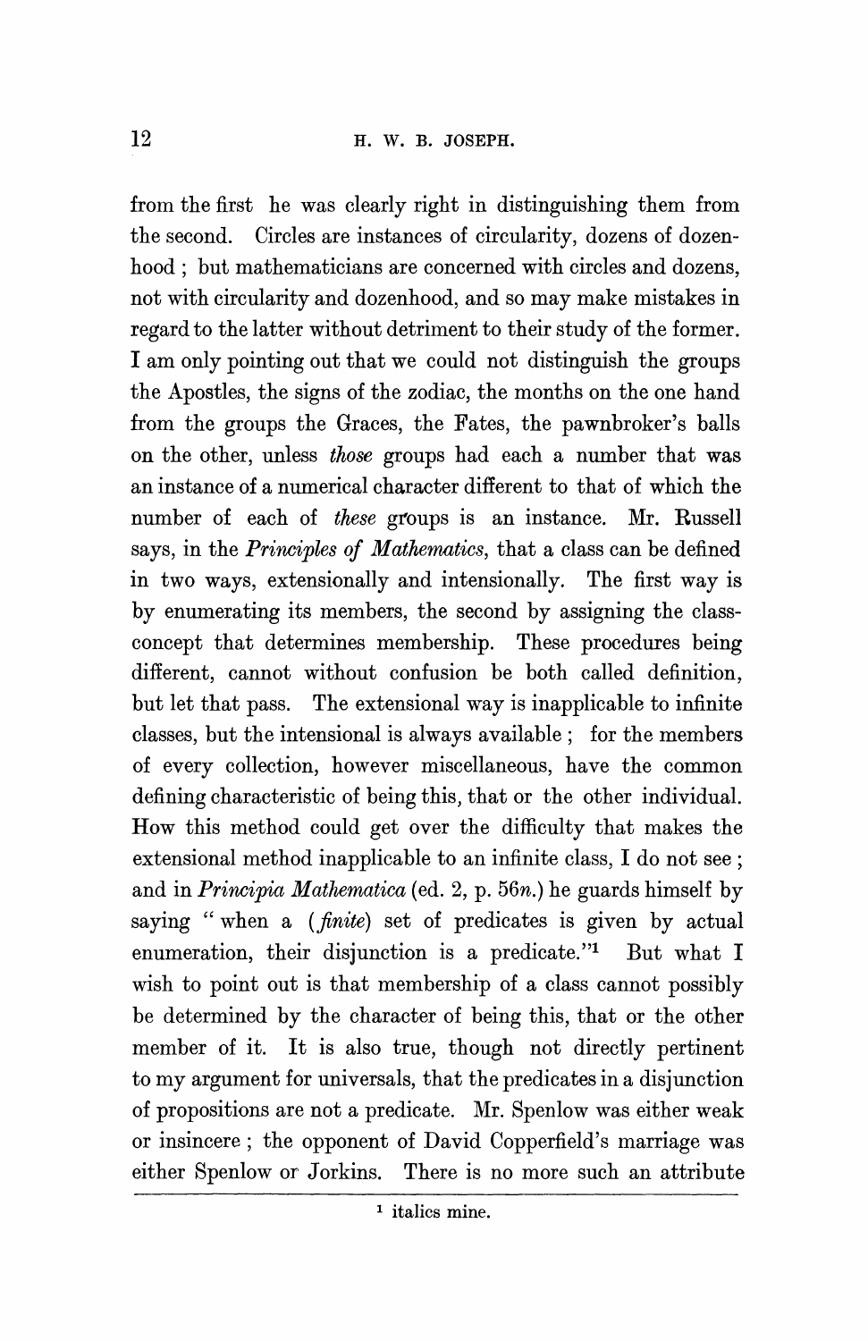from the first he was clearly right in distinguishing them from the second. Circles are instances of circularity, dozens of dozenhood; but mathematicians are concerned with circles and dozens, not with circularity and dozenhood, and so may make mistakes in regard to the latter without detriment to their study of the former. I am only pointing out that we could not distinguish the groups the Apostles, the signs of the zodiac, the months on the one hand from the groups the Graces, the Fates, the pawnbroker's balls on the other, unless *those* groups had each a number that was an instance of a numerical character different to that of which the number of each of *these* groups is an instance. Mr. Russell says, in the *Principles of Mathematics*, that a class can be defined in two ways, extensionally and intensionally. The first way is by enumerating its members, the second by assigning the class-concept that determines membership. These procedures being different, cannot without confusion be both called definition, but let that pass. The extensional way is inapplicable to infinite classes, but the intensional is always available; for the members of every collection, however miscellaneous, have the common defining characteristic of being this, that or the other individual. How this method could get over the difficulty that makes the extensional method inapplicable to an infinite class, I do not see; and in *Principia Mathematica* (ed. 2, p. 56*n*.) he guards himself by saying "when a (*finite*) set of predicates is given by actual enumeration, their disjunction is a predicate."[1] But what I wish to point out is that membership of a class cannot possibly be determined by the character of being this, that or the other member of it. It is also true, though not directly pertinent to my argument for universals, that the predicates in a disjunction of propositions are not a predicate. Mr. Spenlow was either weak or insincere; the opponent of David Copperfield's marriage was either Spenlow or Jorkins. There is no more such an attribute

[1] italics mine.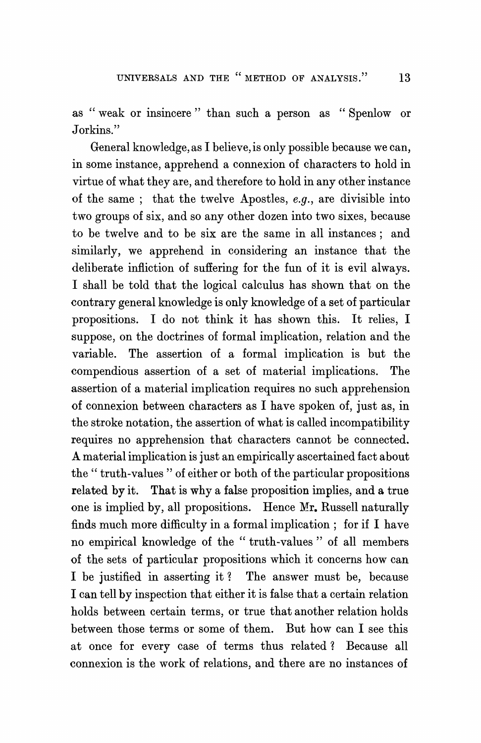as " weak or insincere " than such a person as " Spenlow or Jorkins."

General knowledge, as I believe, is only possible because we can, in some instance, apprehend a connexion of characters to hold in virtue of what they are, and therefore to hold in any other instance of the same ; that the twelve Apostles, *e.g.*, are divisible into two groups of six, and so any other dozen into two sixes, because to be twelve and to be six are the same in all instances ; and similarly, we apprehend in considering an instance that the deliberate infliction of suffering for the fun of it is evil always. I shall be told that the logical calculus has shown that on the contrary general knowledge is only knowledge of a set of particular propositions. I do not think it has shown this. It relies, I suppose, on the doctrines of formal implication, relation and the variable. The assertion of a formal implication is but the compendious assertion of a set of material implications. The assertion of a material implication requires no such apprehension of connexion between characters as I have spoken of, just as, in the stroke notation, the assertion of what is called incompatibility requires no apprehension that characters cannot be connected. A material implication is just an empirically ascertained fact about the " truth-values " of either or both of the particular propositions related by it. That is why a false proposition implies, and a true one is implied by, all propositions. Hence Mr. Russell naturally finds much more difficulty in a formal implication ; for if I have no empirical knowledge of the " truth-values " of all members of the sets of particular propositions which it concerns how can I be justified in asserting it ? The answer must be, because I can tell by inspection that either it is false that a certain relation holds between certain terms, or true that another relation holds between those terms or some of them. But how can I see this at once for every case of terms thus related ? Because all connexion is the work of relations, and there are no instances of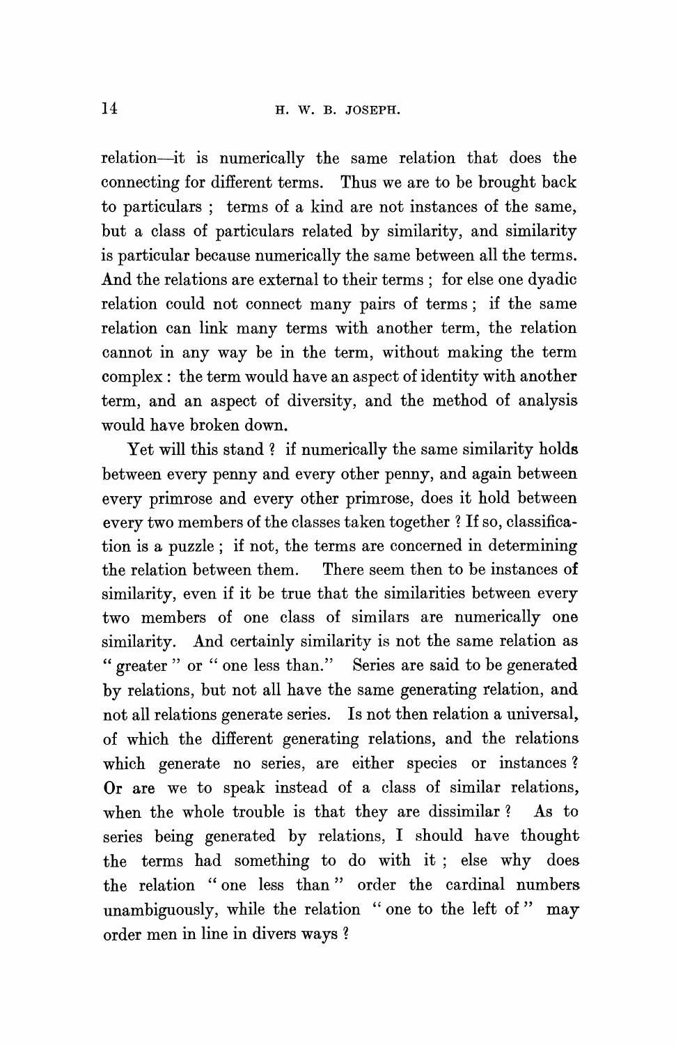relation—it is numerically the same relation that does the connecting for different terms. Thus we are to be brought back to particulars ; terms of a kind are not instances of the same, but a class of particulars related by similarity, and similarity is particular because numerically the same between all the terms. And the relations are external to their terms ; for else one dyadic relation could not connect many pairs of terms ; if the same relation can link many terms with another term, the relation cannot in any way be in the term, without making the term complex : the term would have an aspect of identity with another term, and an aspect of diversity, and the method of analysis would have broken down.

Yet will this stand ? if numerically the same similarity holds between every penny and every other penny, and again between every primrose and every other primrose, does it hold between every two members of the classes taken together ? If so, classification is a puzzle ; if not, the terms are concerned in determining the relation between them. There seem then to be instances of similarity, even if it be true that the similarities between every two members of one class of similars are numerically one similarity. And certainly similarity is not the same relation as "greater" or "one less than." Series are said to be generated by relations, but not all have the same generating relation, and not all relations generate series. Is not then relation a universal, of which the different generating relations, and the relations which generate no series, are either species or instances ? Or are we to speak instead of a class of similar relations, when the whole trouble is that they are dissimilar ? As to series being generated by relations, I should have thought the terms had something to do with it ; else why does the relation "one less than" order the cardinal numbers unambiguously, while the relation "one to the left of" may order men in line in divers ways ?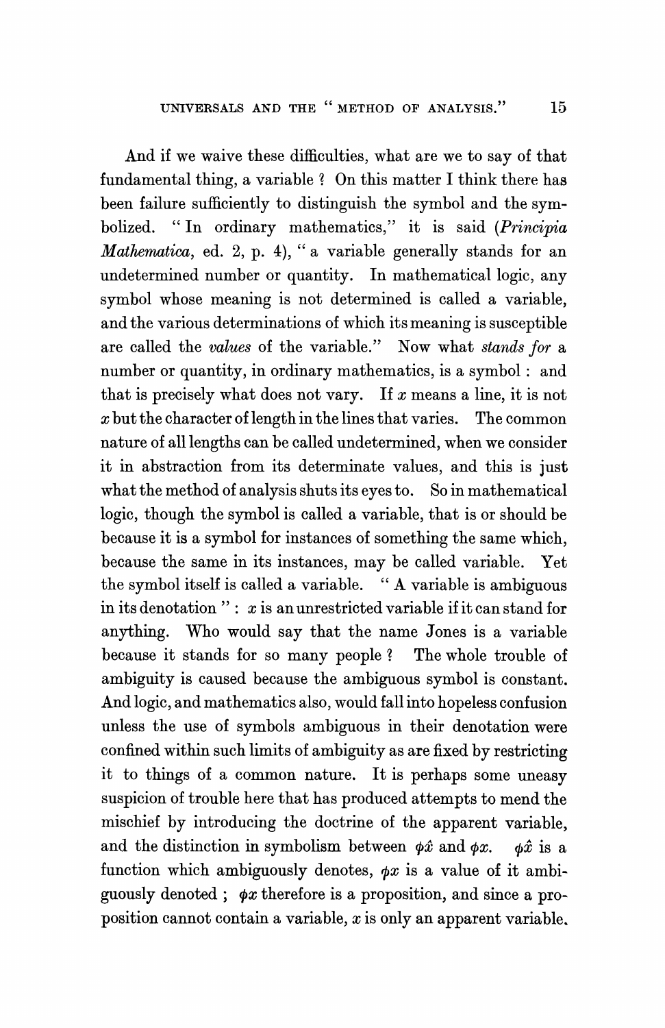And if we waive these difficulties, what are we to say of that fundamental thing, a variable ? On this matter I think there has been failure sufficiently to distinguish the symbol and the symbolized. " In ordinary mathematics," it is said (*Principia Mathematica*, ed. 2, p. 4), " a variable generally stands for an undetermined number or quantity. In mathematical logic, any symbol whose meaning is not determined is called a variable, and the various determinations of which its meaning is susceptible are called the *values* of the variable." Now what *stands for* a number or quantity, in ordinary mathematics, is a symbol : and that is precisely what does not vary. If $x$ means a line, it is not $x$ but the character of length in the lines that varies. The common nature of all lengths can be called undetermined, when we consider it in abstraction from its determinate values, and this is just what the method of analysis shuts its eyes to. So in mathematical logic, though the symbol is called a variable, that is or should be because it is a symbol for instances of something the same which, because the same in its instances, may be called variable. Yet the symbol itself is called a variable. " A variable is ambiguous in its denotation " : $x$ is an unrestricted variable if it can stand for anything. Who would say that the name Jones is a variable because it stands for so many people ? The whole trouble of ambiguity is caused because the ambiguous symbol is constant. And logic, and mathematics also, would fall into hopeless confusion unless the use of symbols ambiguous in their denotation were confined within such limits of ambiguity as are fixed by restricting it to things of a common nature. It is perhaps some uneasy suspicion of trouble here that has produced attempts to mend the mischief by introducing the doctrine of the apparent variable, and the distinction in symbolism between $\phi\hat{x}$ and $\phi x$. $\phi\hat{x}$ is a function which ambiguously denotes, $\phi x$ is a value of it ambiguously denoted ; $\phi x$ therefore is a proposition, and since a proposition cannot contain a variable, $x$ is only an apparent variable.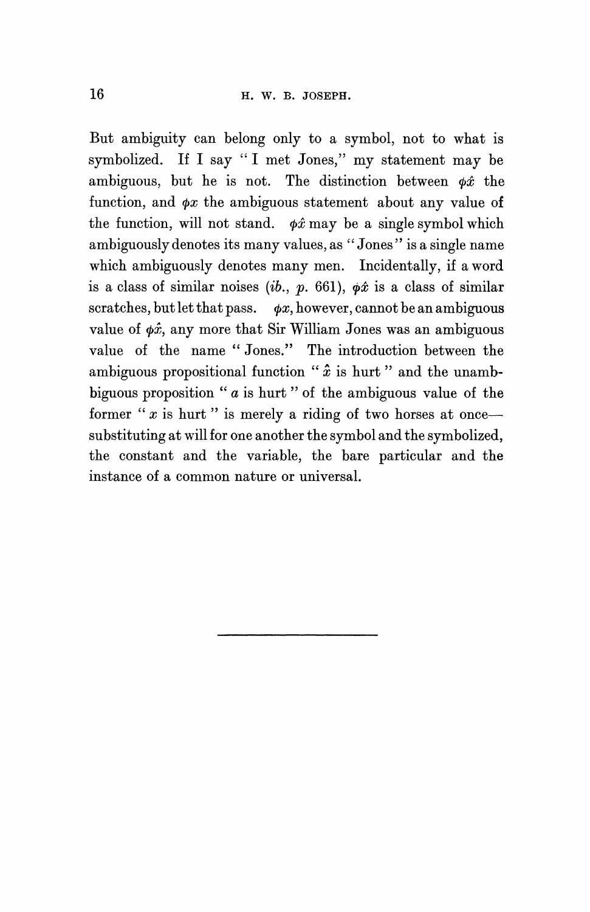But ambiguity can belong only to a symbol, not to what is symbolized. If I say "I met Jones," my statement may be ambiguous, but he is not. The distinction between $\phi\hat{x}$ the function, and $\phi x$ the ambiguous statement about any value of the function, will not stand. $\phi\hat{x}$ may be a single symbol which ambiguously denotes its many values, as "Jones" is a single name which ambiguously denotes many men. Incidentally, if a word is a class of similar noises (*ib.*, *p.* 661), $\phi\hat{x}$ is a class of similar scratches, but let that pass. $\phi x$, however, cannot be an ambiguous value of $\phi\hat{x}$, any more that Sir William Jones was an ambiguous value of the name "Jones." The introduction between the ambiguous propositional function "$\hat{x}$ is hurt" and the unambiguous proposition "$a$ is hurt" of the ambiguous value of the former "$x$ is hurt" is merely a riding of two horses at once—substituting at will for one another the symbol and the symbolized, the constant and the variable, the bare particular and the instance of a common nature or universal.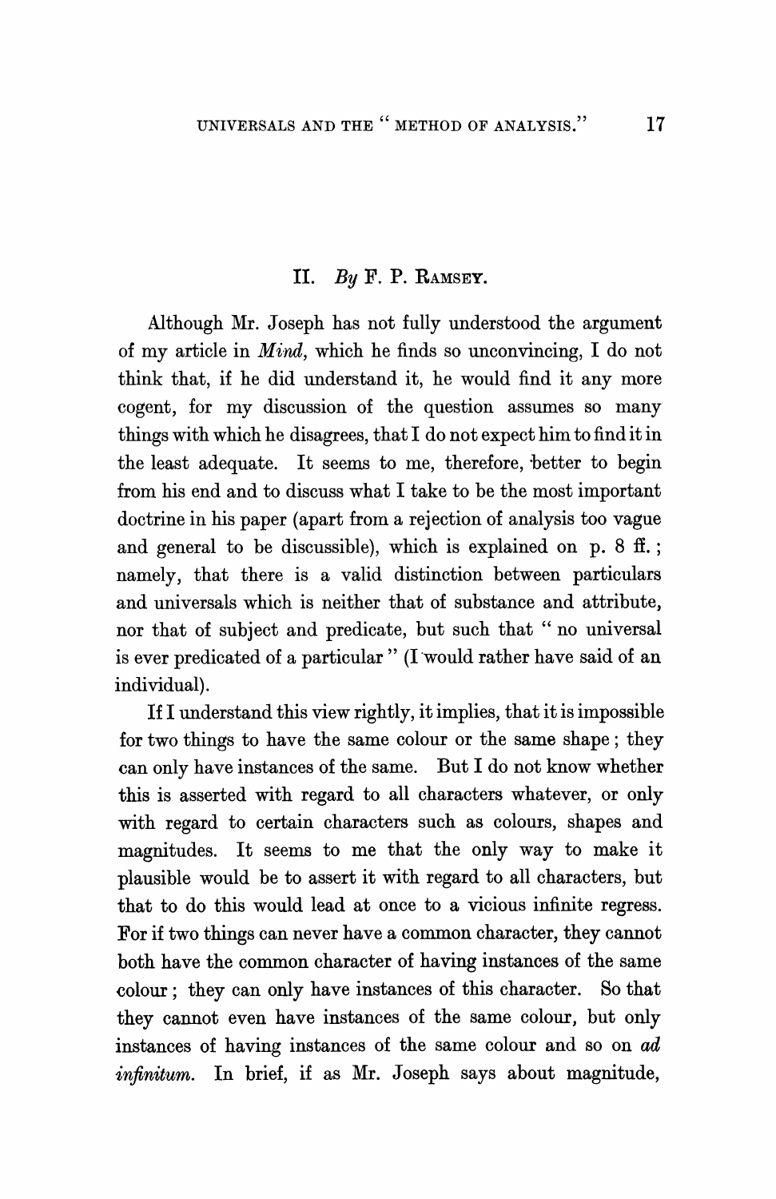## II. *By* F. P. RAMSEY.

Although Mr. Joseph has not fully understood the argument of my article in *Mind*, which he finds so unconvincing, I do not think that, if he did understand it, he would find it any more cogent, for my discussion of the question assumes so many things with which he disagrees, that I do not expect him to find it in the least adequate. It seems to me, therefore, better to begin from his end and to discuss what I take to be the most important doctrine in his paper (apart from a rejection of analysis too vague and general to be discussible), which is explained on p. 8 ff.; namely, that there is a valid distinction between particulars and universals which is neither that of substance and attribute, nor that of subject and predicate, but such that "no universal is ever predicated of a particular" (I would rather have said of an individual).

If I understand this view rightly, it implies, that it is impossible for two things to have the same colour or the same shape; they can only have instances of the same. But I do not know whether this is asserted with regard to all characters whatever, or only with regard to certain characters such as colours, shapes and magnitudes. It seems to me that the only way to make it plausible would be to assert it with regard to all characters, but that to do this would lead at once to a vicious infinite regress. For if two things can never have a common character, they cannot both have the common character of having instances of the same colour; they can only have instances of this character. So that they cannot even have instances of the same colour, but only instances of having instances of the same colour and so on *ad infinitum*. In brief, if as Mr. Joseph says about magnitude,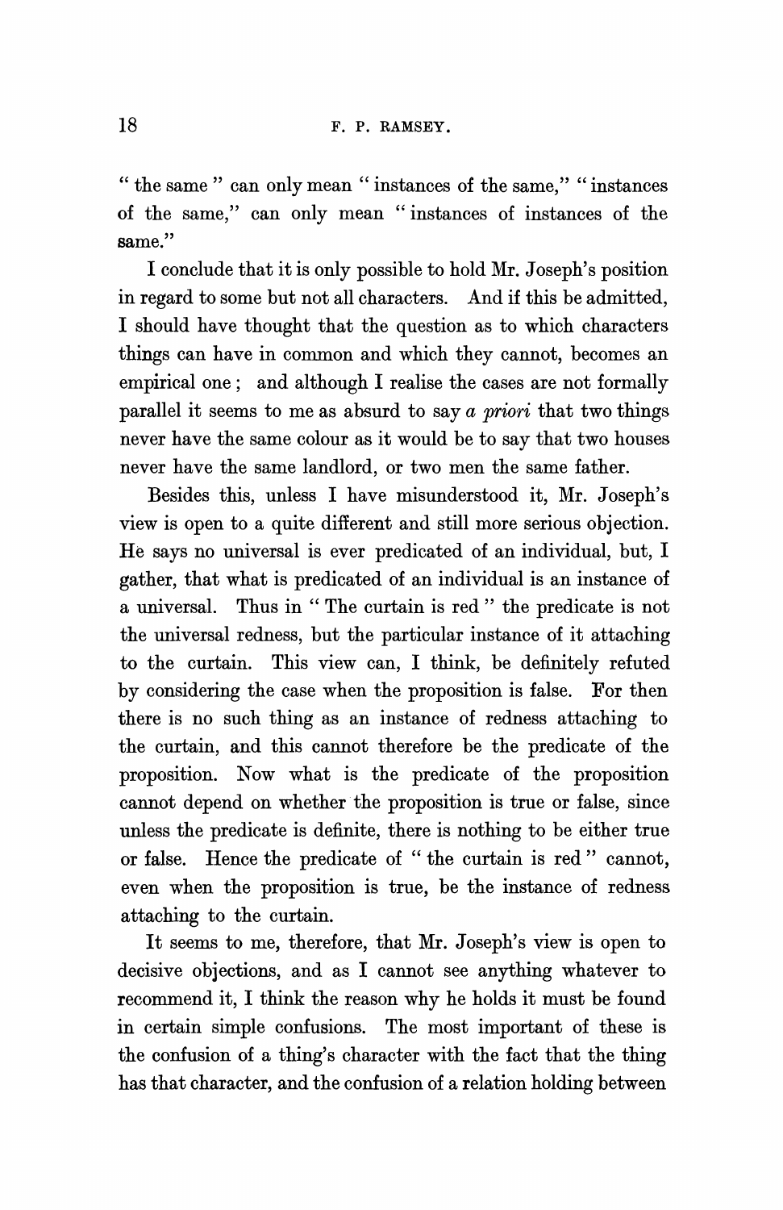" the same " can only mean " instances of the same," " instances of the same," can only mean " instances of instances of the same."

I conclude that it is only possible to hold Mr. Joseph's position in regard to some but not all characters. And if this be admitted, I should have thought that the question as to which characters things can have in common and which they cannot, becomes an empirical one ; and although I realise the cases are not formally parallel it seems to me as absurd to say *a priori* that two things never have the same colour as it would be to say that two houses never have the same landlord, or two men the same father.

Besides this, unless I have misunderstood it, Mr. Joseph's view is open to a quite different and still more serious objection. He says no universal is ever predicated of an individual, but, I gather, that what is predicated of an individual is an instance of a universal. Thus in " The curtain is red " the predicate is not the universal redness, but the particular instance of it attaching to the curtain. This view can, I think, be definitely refuted by considering the case when the proposition is false. For then there is no such thing as an instance of redness attaching to the curtain, and this cannot therefore be the predicate of the proposition. Now what is the predicate of the proposition cannot depend on whether the proposition is true or false, since unless the predicate is definite, there is nothing to be either true or false. Hence the predicate of " the curtain is red " cannot, even when the proposition is true, be the instance of redness attaching to the curtain.

It seems to me, therefore, that Mr. Joseph's view is open to decisive objections, and as I cannot see anything whatever to recommend it, I think the reason why he holds it must be found in certain simple confusions. The most important of these is the confusion of a thing's character with the fact that the thing has that character, and the confusion of a relation holding between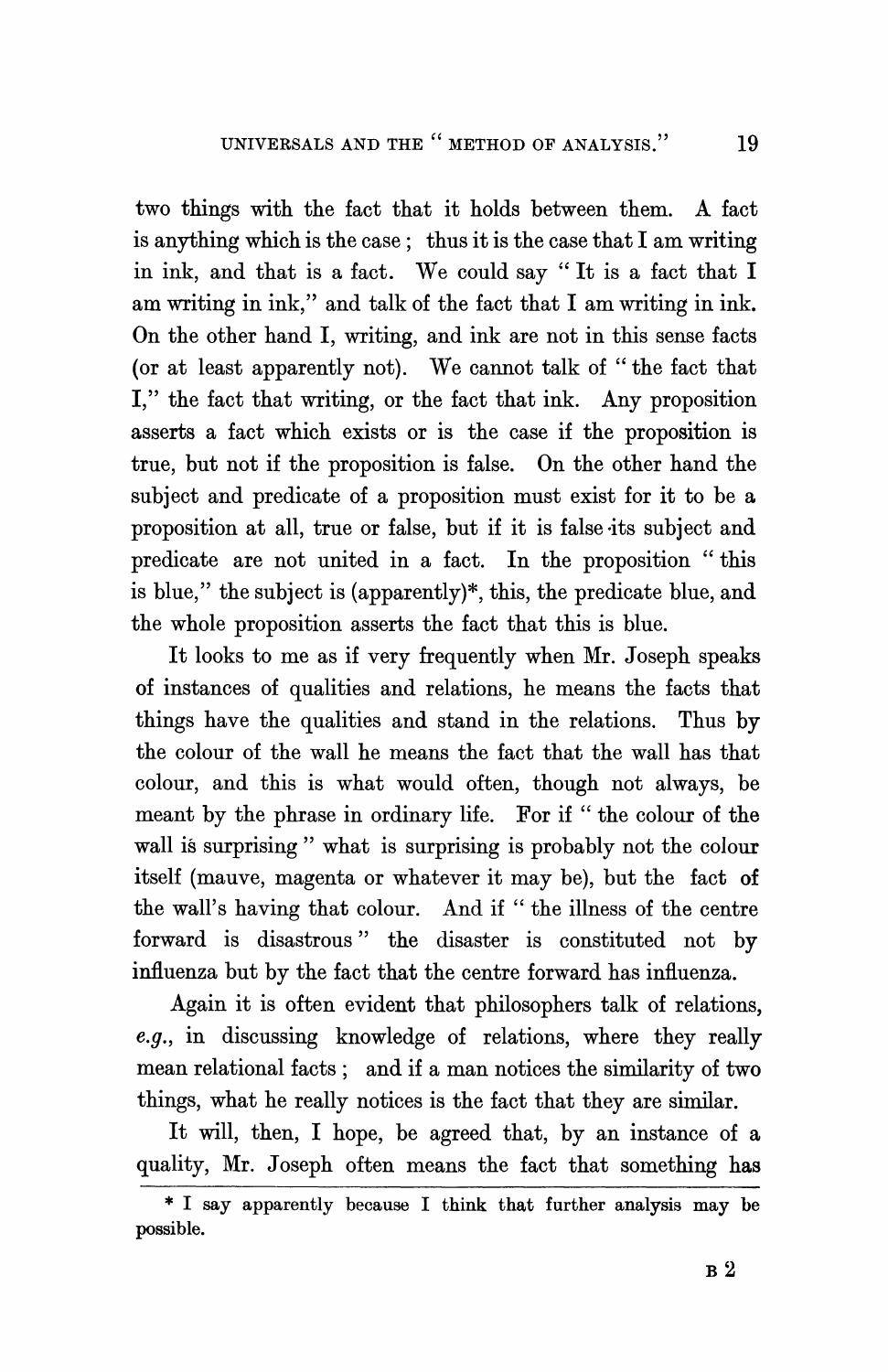two things with the fact that it holds between them. A fact is anything which is the case; thus it is the case that I am writing in ink, and that is a fact. We could say "It is a fact that I am writing in ink," and talk of the fact that I am writing in ink. On the other hand I, writing, and ink are not in this sense facts (or at least apparently not). We cannot talk of "the fact that I," the fact that writing, or the fact that ink. Any proposition asserts a fact which exists or is the case if the proposition is true, but not if the proposition is false. On the other hand the subject and predicate of a proposition must exist for it to be a proposition at all, true or false, but if it is false its subject and predicate are not united in a fact. In the proposition "this is blue," the subject is (apparently)*, this, the predicate blue, and the whole proposition asserts the fact that this is blue.

It looks to me as if very frequently when Mr. Joseph speaks of instances of qualities and relations, he means the facts that things have the qualities and stand in the relations. Thus by the colour of the wall he means the fact that the wall has that colour, and this is what would often, though not always, be meant by the phrase in ordinary life. For if "the colour of the wall is surprising" what is surprising is probably not the colour itself (mauve, magenta or whatever it may be), but the fact of the wall's having that colour. And if "the illness of the centre forward is disastrous" the disaster is constituted not by influenza but by the fact that the centre forward has influenza.

Again it is often evident that philosophers talk of relations, *e.g.*, in discussing knowledge of relations, where they really mean relational facts; and if a man notices the similarity of two things, what he really notices is the fact that they are similar.

It will, then, I hope, be agreed that, by an instance of a quality, Mr. Joseph often means the fact that something has

* I say apparently because I think that further analysis may be possible.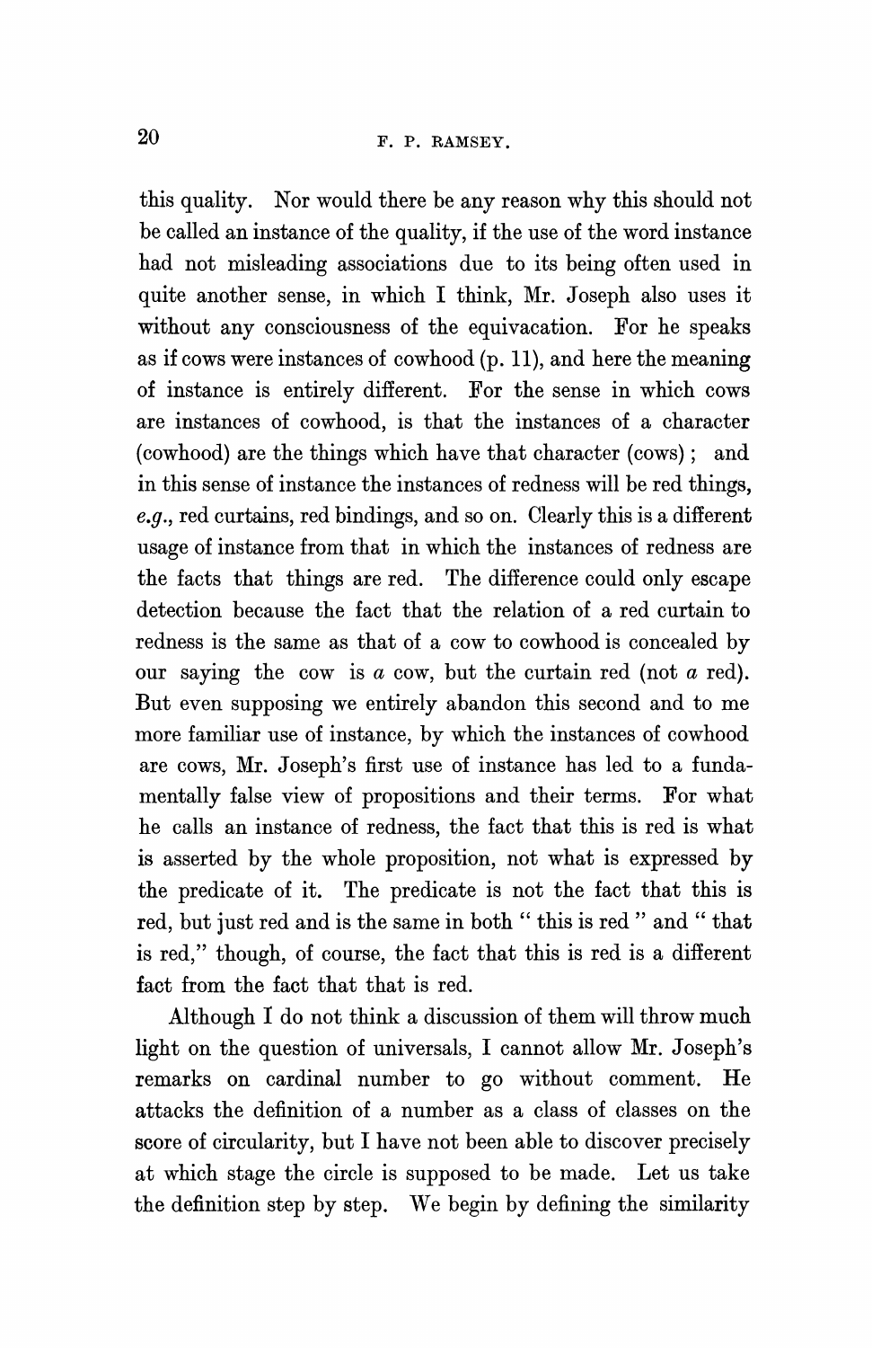this quality. Nor would there be any reason why this should not be called an instance of the quality, if the use of the word instance had not misleading associations due to its being often used in quite another sense, in which I think, Mr. Joseph also uses it without any consciousness of the equivacation. For he speaks as if cows were instances of cowhood (p. 11), and here the meaning of instance is entirely different. For the sense in which cows are instances of cowhood, is that the instances of a character (cowhood) are the things which have that character (cows); and in this sense of instance the instances of redness will be red things, *e.g.*, red curtains, red bindings, and so on. Clearly this is a different usage of instance from that in which the instances of redness are the facts that things are red. The difference could only escape detection because the fact that the relation of a red curtain to redness is the same as that of a cow to cowhood is concealed by our saying the cow is *a* cow, but the curtain red (not *a* red). But even supposing we entirely abandon this second and to me more familiar use of instance, by which the instances of cowhood are cows, Mr. Joseph's first use of instance has led to a fundamentally false view of propositions and their terms. For what he calls an instance of redness, the fact that this is red is what is asserted by the whole proposition, not what is expressed by the predicate of it. The predicate is not the fact that this is red, but just red and is the same in both " this is red " and " that is red," though, of course, the fact that this is red is a different fact from the fact that that is red.

Although I do not think a discussion of them will throw much light on the question of universals, I cannot allow Mr. Joseph's remarks on cardinal number to go without comment. He attacks the definition of a number as a class of classes on the score of circularity, but I have not been able to discover precisely at which stage the circle is supposed to be made. Let us take the definition step by step. We begin by defining the similarity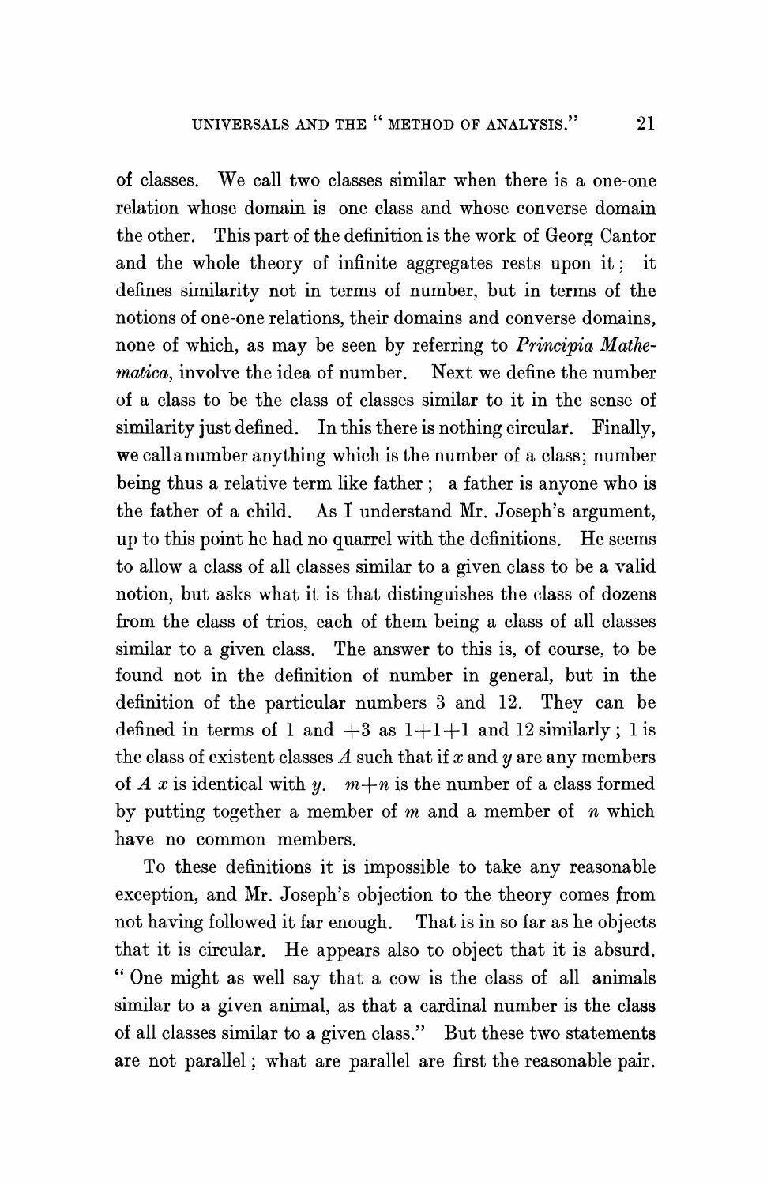of classes. We call two classes similar when there is a one-one relation whose domain is one class and whose converse domain the other. This part of the definition is the work of Georg Cantor and the whole theory of infinite aggregates rests upon it; it defines similarity not in terms of number, but in terms of the notions of one-one relations, their domains and converse domains, none of which, as may be seen by referring to *Principia Mathematica*, involve the idea of number. Next we define the number of a class to be the class of classes similar to it in the sense of similarity just defined. In this there is nothing circular. Finally, we call a number anything which is the number of a class; number being thus a relative term like father; a father is anyone who is the father of a child. As I understand Mr. Joseph's argument, up to this point he had no quarrel with the definitions. He seems to allow a class of all classes similar to a given class to be a valid notion, but asks what it is that distinguishes the class of dozens from the class of trios, each of them being a class of all classes similar to a given class. The answer to this is, of course, to be found not in the definition of number in general, but in the definition of the particular numbers 3 and 12. They can be defined in terms of 1 and $+3$ as $1+1+1$ and 12 similarly; 1 is the class of existent classes $A$ such that if $x$ and $y$ are any members of $A$ $x$ is identical with $y$. $m+n$ is the number of a class formed by putting together a member of $m$ and a member of $n$ which have no common members.

To these definitions it is impossible to take any reasonable exception, and Mr. Joseph's objection to the theory comes from not having followed it far enough. That is in so far as he objects that it is circular. He appears also to object that it is absurd. " One might as well say that a cow is the class of all animals similar to a given animal, as that a cardinal number is the class of all classes similar to a given class." But these two statements are not parallel; what are parallel are first the reasonable pair.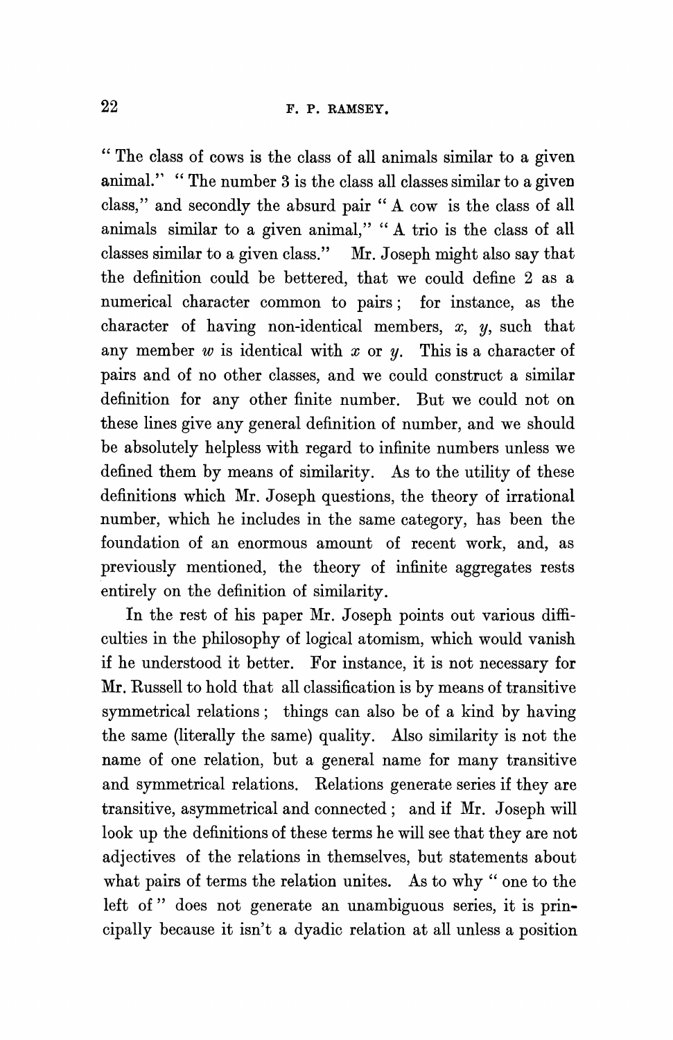" The class of cows is the class of all animals similar to a given animal." " The number 3 is the class all classes similar to a given class," and secondly the absurd pair " A cow is the class of all animals similar to a given animal," " A trio is the class of all classes similar to a given class." Mr. Joseph might also say that the definition could be bettered, that we could define 2 as a numerical character common to pairs; for instance, as the character of having non-identical members, $x$, $y$, such that any member $w$ is identical with $x$ or $y$. This is a character of pairs and of no other classes, and we could construct a similar definition for any other finite number. But we could not on these lines give any general definition of number, and we should be absolutely helpless with regard to infinite numbers unless we defined them by means of similarity. As to the utility of these definitions which Mr. Joseph questions, the theory of irrational number, which he includes in the same category, has been the foundation of an enormous amount of recent work, and, as previously mentioned, the theory of infinite aggregates rests entirely on the definition of similarity.

In the rest of his paper Mr. Joseph points out various difficulties in the philosophy of logical atomism, which would vanish if he understood it better. For instance, it is not necessary for Mr. Russell to hold that all classification is by means of transitive symmetrical relations; things can also be of a kind by having the same (literally the same) quality. Also similarity is not the name of one relation, but a general name for many transitive and symmetrical relations. Relations generate series if they are transitive, asymmetrical and connected; and if Mr. Joseph will look up the definitions of these terms he will see that they are not adjectives of the relations in themselves, but statements about what pairs of terms the relation unites. As to why " one to the left of " does not generate an unambiguous series, it is principally because it isn't a dyadic relation at all unless a position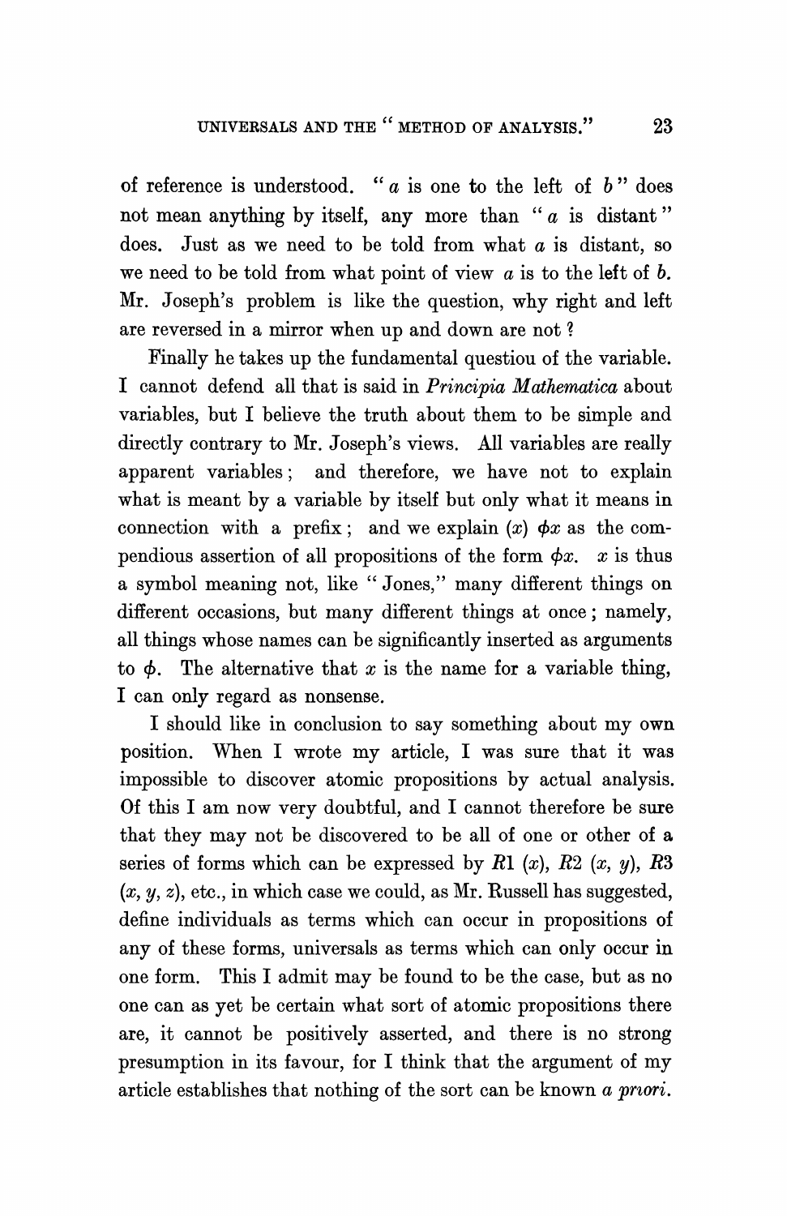of reference is understood. "$a$ is one to the left of $b$" does not mean anything by itself, any more than "$a$ is distant" does. Just as we need to be told from what $a$ is distant, so we need to be told from what point of view $a$ is to the left of $b$. Mr. Joseph's problem is like the question, why right and left are reversed in a mirror when up and down are not?

Finally he takes up the fundamental questiou of the variable. I cannot defend all that is said in *Principia Mathematica* about variables, but I believe the truth about them to be simple and directly contrary to Mr. Joseph's views. All variables are really apparent variables; and therefore, we have not to explain what is meant by a variable by itself but only what it means in connection with a prefix; and we explain $(x)\ \phi x$ as the compendious assertion of all propositions of the form $\phi x$. $x$ is thus a symbol meaning not, like "Jones," many different things on different occasions, but many different things at once; namely, all things whose names can be significantly inserted as arguments to $\phi$. The alternative that $x$ is the name for a variable thing, I can only regard as nonsense.

I should like in conclusion to say something about my own position. When I wrote my article, I was sure that it was impossible to discover atomic propositions by actual analysis. Of this I am now very doubtful, and I cannot therefore be sure that they may not be discovered to be all of one or other of a series of forms which can be expressed by $R1\ (x)$, $R2\ (x, y)$, $R3\ (x, y, z)$, etc., in which case we could, as Mr. Russell has suggested, define individuals as terms which can occur in propositions of any of these forms, universals as terms which can only occur in one form. This I admit may be found to be the case, but as no one can as yet be certain what sort of atomic propositions there are, it cannot be positively asserted, and there is no strong presumption in its favour, for I think that the argument of my article establishes that nothing of the sort can be known *a priori*.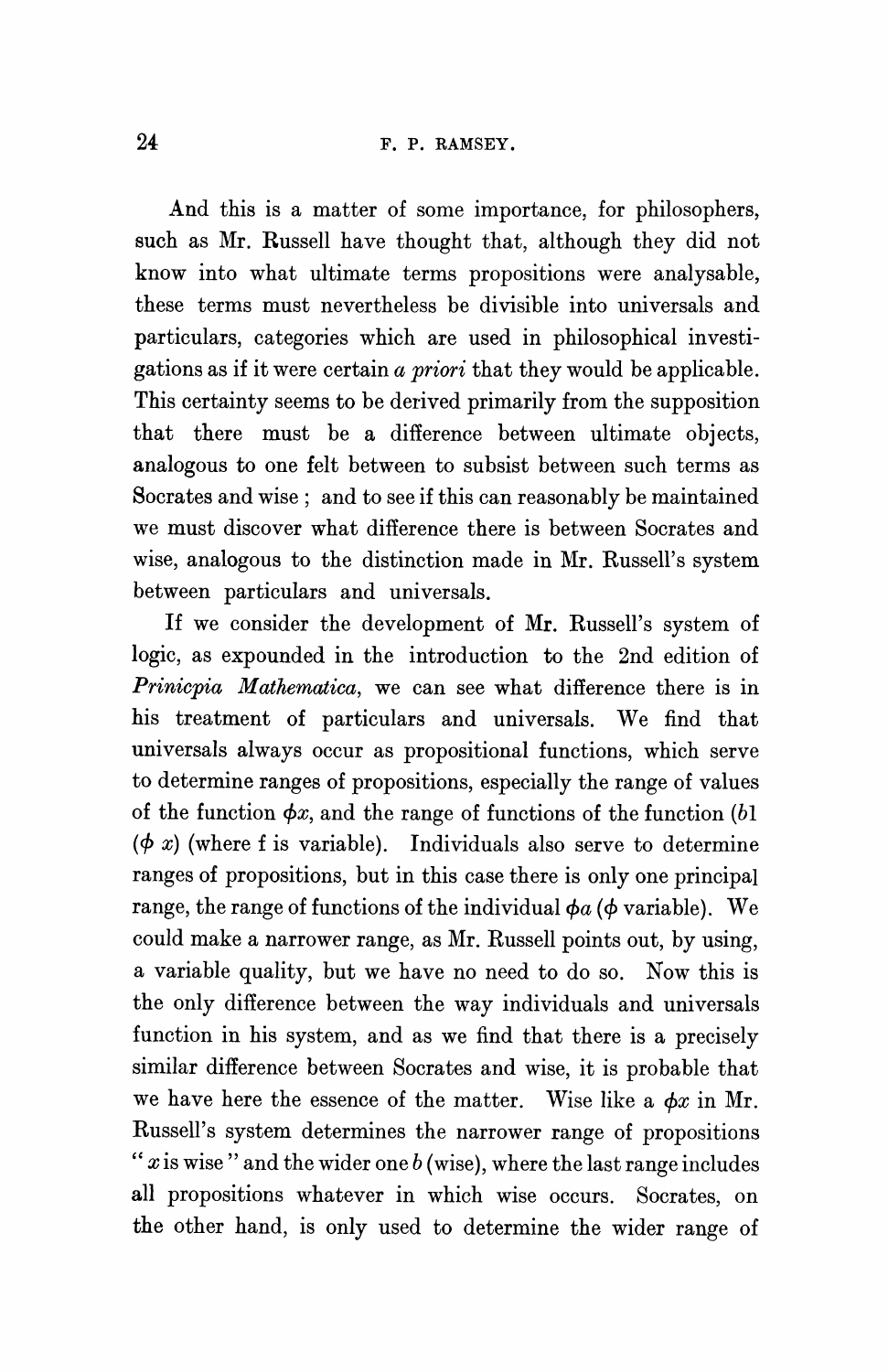And this is a matter of some importance, for philosophers, such as Mr. Russell have thought that, although they did not know into what ultimate terms propositions were analysable, these terms must nevertheless be divisible into universals and particulars, categories which are used in philosophical investigations as if it were certain *a priori* that they would be applicable. This certainty seems to be derived primarily from the supposition that there must be a difference between ultimate objects, analogous to one felt between to subsist between such terms as Socrates and wise ; and to see if this can reasonably be maintained we must discover what difference there is between Socrates and wise, analogous to the distinction made in Mr. Russell's system between particulars and universals.

If we consider the development of Mr. Russell's system of logic, as expounded in the introduction to the 2nd edition of *Prinicpia Mathematica*, we can see what difference there is in his treatment of particulars and universals. We find that universals always occur as propositional functions, which serve to determine ranges of propositions, especially the range of values of the function $\phi x$, and the range of functions of the function ($b$1 ($\phi$ $x$) (where f is variable). Individuals also serve to determine ranges of propositions, but in this case there is only one principal range, the range of functions of the individual $\phi a$ ($\phi$ variable). We could make a narrower range, as Mr. Russell points out, by using, a variable quality, but we have no need to do so. Now this is the only difference between the way individuals and universals function in his system, and as we find that there is a precisely similar difference between Socrates and wise, it is probable that we have here the essence of the matter. Wise like a $\phi x$ in Mr. Russell's system determines the narrower range of propositions "$x$ is wise" and the wider one $b$ (wise), where the last range includes all propositions whatever in which wise occurs. Socrates, on the other hand, is only used to determine the wider range of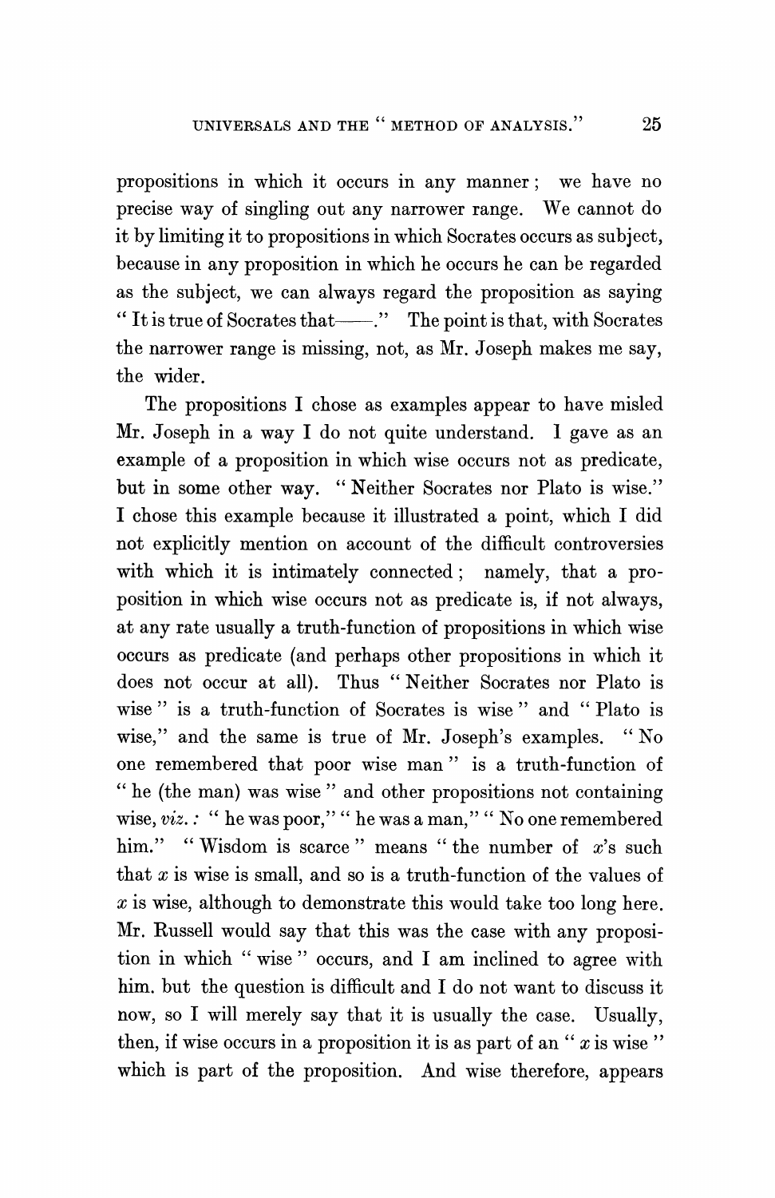propositions in which it occurs in any manner; we have no precise way of singling out any narrower range. We cannot do it by limiting it to propositions in which Socrates occurs as subject, because in any proposition in which he occurs he can be regarded as the subject, we can always regard the proposition as saying " It is true of Socrates that——." The point is that, with Socrates the narrower range is missing, not, as Mr. Joseph makes me say, the wider.

The propositions I chose as examples appear to have misled Mr. Joseph in a way I do not quite understand. I gave as an example of a proposition in which wise occurs not as predicate, but in some other way. " Neither Socrates nor Plato is wise." I chose this example because it illustrated a point, which I did not explicitly mention on account of the difficult controversies with which it is intimately connected; namely, that a proposition in which wise occurs not as predicate is, if not always, at any rate usually a truth-function of propositions in which wise occurs as predicate (and perhaps other propositions in which it does not occur at all). Thus " Neither Socrates nor Plato is wise " is a truth-function of Socrates is wise " and " Plato is wise," and the same is true of Mr. Joseph's examples. " No one remembered that poor wise man " is a truth-function of " he (the man) was wise " and other propositions not containing wise, *viz.:* " he was poor," " he was a man," " No one remembered him." " Wisdom is scarce " means " the number of $x$'s such that $x$ is wise is small, and so is a truth-function of the values of $x$ is wise, although to demonstrate this would take too long here. Mr. Russell would say that this was the case with any proposition in which " wise " occurs, and I am inclined to agree with him. but the question is difficult and I do not want to discuss it now, so I will merely say that it is usually the case. Usually, then, if wise occurs in a proposition it is as part of an " $x$ is wise " which is part of the proposition. And wise therefore, appears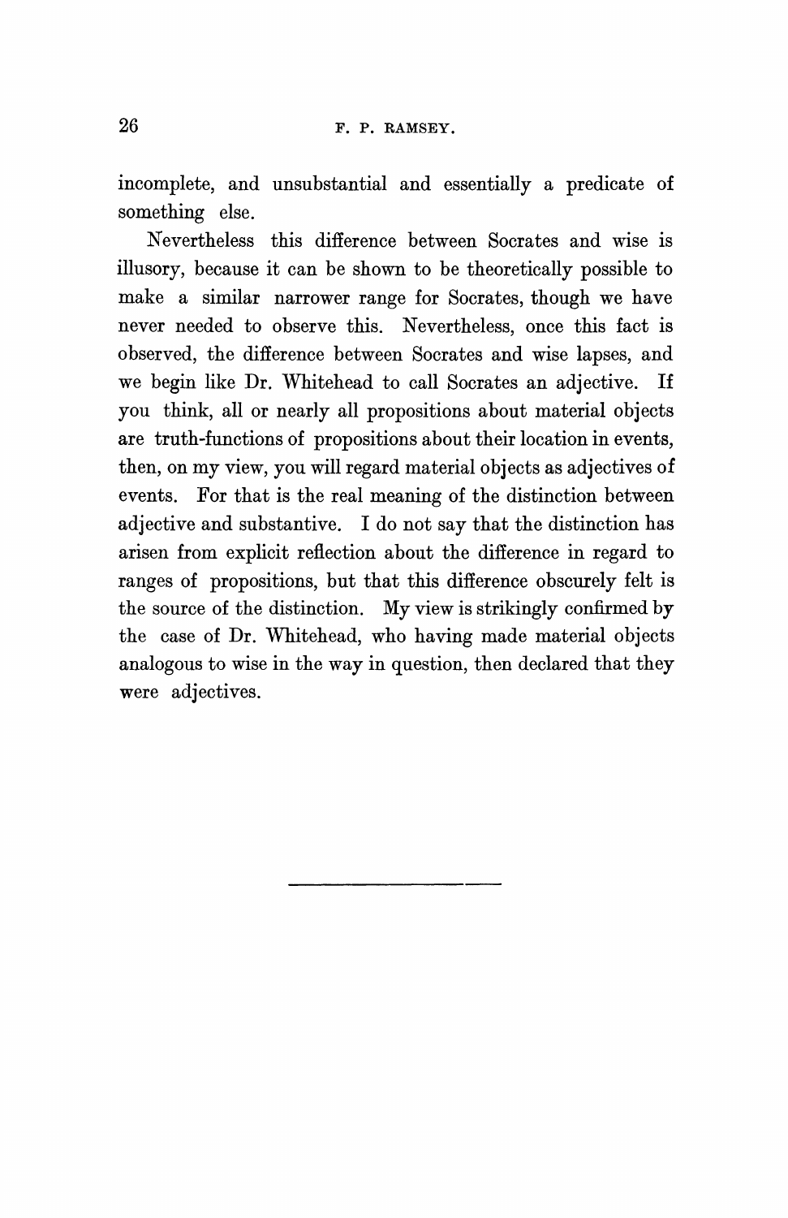incomplete, and unsubstantial and essentially a predicate of something else.

Nevertheless this difference between Socrates and wise is illusory, because it can be shown to be theoretically possible to make a similar narrower range for Socrates, though we have never needed to observe this. Nevertheless, once this fact is observed, the difference between Socrates and wise lapses, and we begin like Dr. Whitehead to call Socrates an adjective. If you think, all or nearly all propositions about material objects are truth-functions of propositions about their location in events, then, on my view, you will regard material objects as adjectives of events. For that is the real meaning of the distinction between adjective and substantive. I do not say that the distinction has arisen from explicit reflection about the difference in regard to ranges of propositions, but that this difference obscurely felt is the source of the distinction. My view is strikingly confirmed by the case of Dr. Whitehead, who having made material objects analogous to wise in the way in question, then declared that they were adjectives.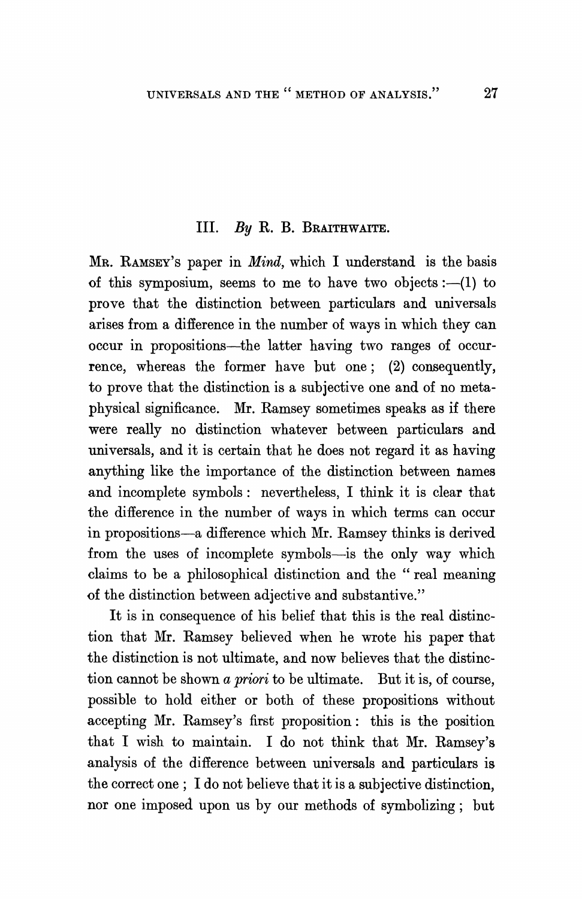## III. *By* R. B. Braithwaite.

Mr. Ramsey's paper in *Mind*, which I understand is the basis of this symposium, seems to me to have two objects :—(1) to prove that the distinction between particulars and universals arises from a difference in the number of ways in which they can occur in propositions—the latter having two ranges of occurrence, whereas the former have but one ; (2) consequently, to prove that the distinction is a subjective one and of no metaphysical significance. Mr. Ramsey sometimes speaks as if there were really no distinction whatever between particulars and universals, and it is certain that he does not regard it as having anything like the importance of the distinction between names and incomplete symbols : nevertheless, I think it is clear that the difference in the number of ways in which terms can occur in propositions—a difference which Mr. Ramsey thinks is derived from the uses of incomplete symbols—is the only way which claims to be a philosophical distinction and the " real meaning of the distinction between adjective and substantive."

It is in consequence of his belief that this is the real distinction that Mr. Ramsey believed when he wrote his paper that the distinction is not ultimate, and now believes that the distinction cannot be shown *a priori* to be ultimate. But it is, of course, possible to hold either or both of these propositions without accepting Mr. Ramsey's first proposition : this is the position that I wish to maintain. I do not think that Mr. Ramsey's analysis of the difference between universals and particulars is the correct one ; I do not believe that it is a subjective distinction, nor one imposed upon us by our methods of symbolizing ; but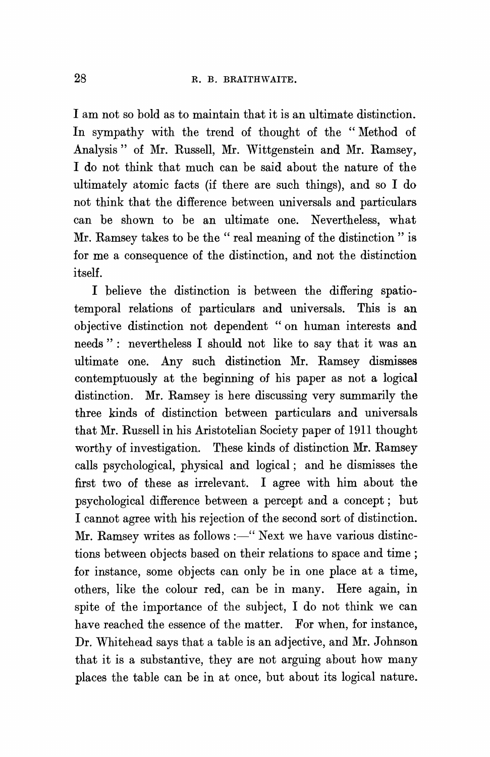I am not so bold as to maintain that it is an ultimate distinction. In sympathy with the trend of thought of the "Method of Analysis" of Mr. Russell, Mr. Wittgenstein and Mr. Ramsey, I do not think that much can be said about the nature of the ultimately atomic facts (if there are such things), and so I do not think that the difference between universals and particulars can be shown to be an ultimate one. Nevertheless, what Mr. Ramsey takes to be the "real meaning of the distinction" is for me a consequence of the distinction, and not the distinction itself.

I believe the distinction is between the differing spatio-temporal relations of particulars and universals. This is an objective distinction not dependent "on human interests and needs": nevertheless I should not like to say that it was an ultimate one. Any such distinction Mr. Ramsey dismisses contemptuously at the beginning of his paper as not a logical distinction. Mr. Ramsey is here discussing very summarily the three kinds of distinction between particulars and universals that Mr. Russell in his Aristotelian Society paper of 1911 thought worthy of investigation. These kinds of distinction Mr. Ramsey calls psychological, physical and logical; and he dismisses the first two of these as irrelevant. I agree with him about the psychological difference between a percept and a concept; but I cannot agree with his rejection of the second sort of distinction. Mr. Ramsey writes as follows:—"Next we have various distinctions between objects based on their relations to space and time; for instance, some objects can only be in one place at a time, others, like the colour red, can be in many. Here again, in spite of the importance of the subject, I do not think we can have reached the essence of the matter. For when, for instance, Dr. Whitehead says that a table is an adjective, and Mr. Johnson that it is a substantive, they are not arguing about how many places the table can be in at once, but about its logical nature.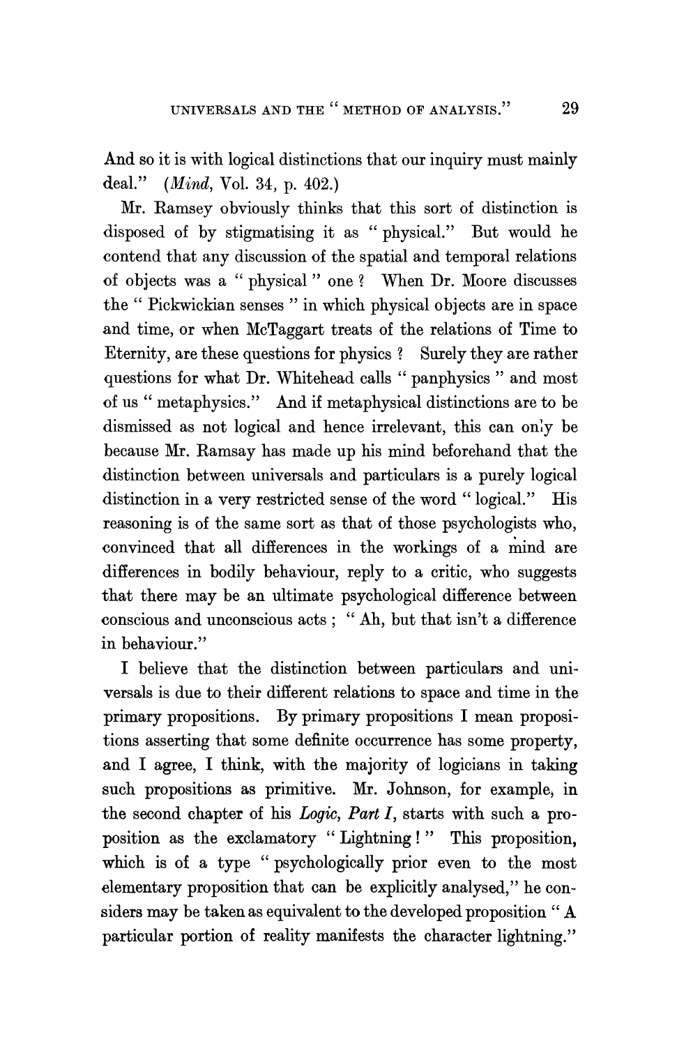And so it is with logical distinctions that our inquiry must mainly deal." (*Mind*, Vol. 34, p. 402.)

Mr. Ramsey obviously thinks that this sort of distinction is disposed of by stigmatising it as " physical." But would he contend that any discussion of the spatial and temporal relations of objects was a " physical " one ? When Dr. Moore discusses the " Pickwickian senses " in which physical objects are in space and time, or when McTaggart treats of the relations of Time to Eternity, are these questions for physics ? Surely they are rather questions for what Dr. Whitehead calls " panphysics " and most of us " metaphysics." And if metaphysical distinctions are to be dismissed as not logical and hence irrelevant, this can only be because Mr. Ramsay has made up his mind beforehand that the distinction between universals and particulars is a purely logical distinction in a very restricted sense of the word " logical." His reasoning is of the same sort as that of those psychologists who, convinced that all differences in the workings of a mind are differences in bodily behaviour, reply to a critic, who suggests that there may be an ultimate psychological difference between conscious and unconscious acts ; " Ah, but that isn't a difference in behaviour."

I believe that the distinction between particulars and universals is due to their different relations to space and time in the primary propositions. By primary propositions I mean propositions asserting that some definite occurrence has some property, and I agree, I think, with the majority of logicians in taking such propositions as primitive. Mr. Johnson, for example, in the second chapter of his *Logic, Part I*, starts with such a proposition as the exclamatory " Lightning ! " This proposition, which is of a type " psychologically prior even to the most elementary proposition that can be explicitly analysed," he considers may be taken as equivalent to the developed proposition " A particular portion of reality manifests the character lightning."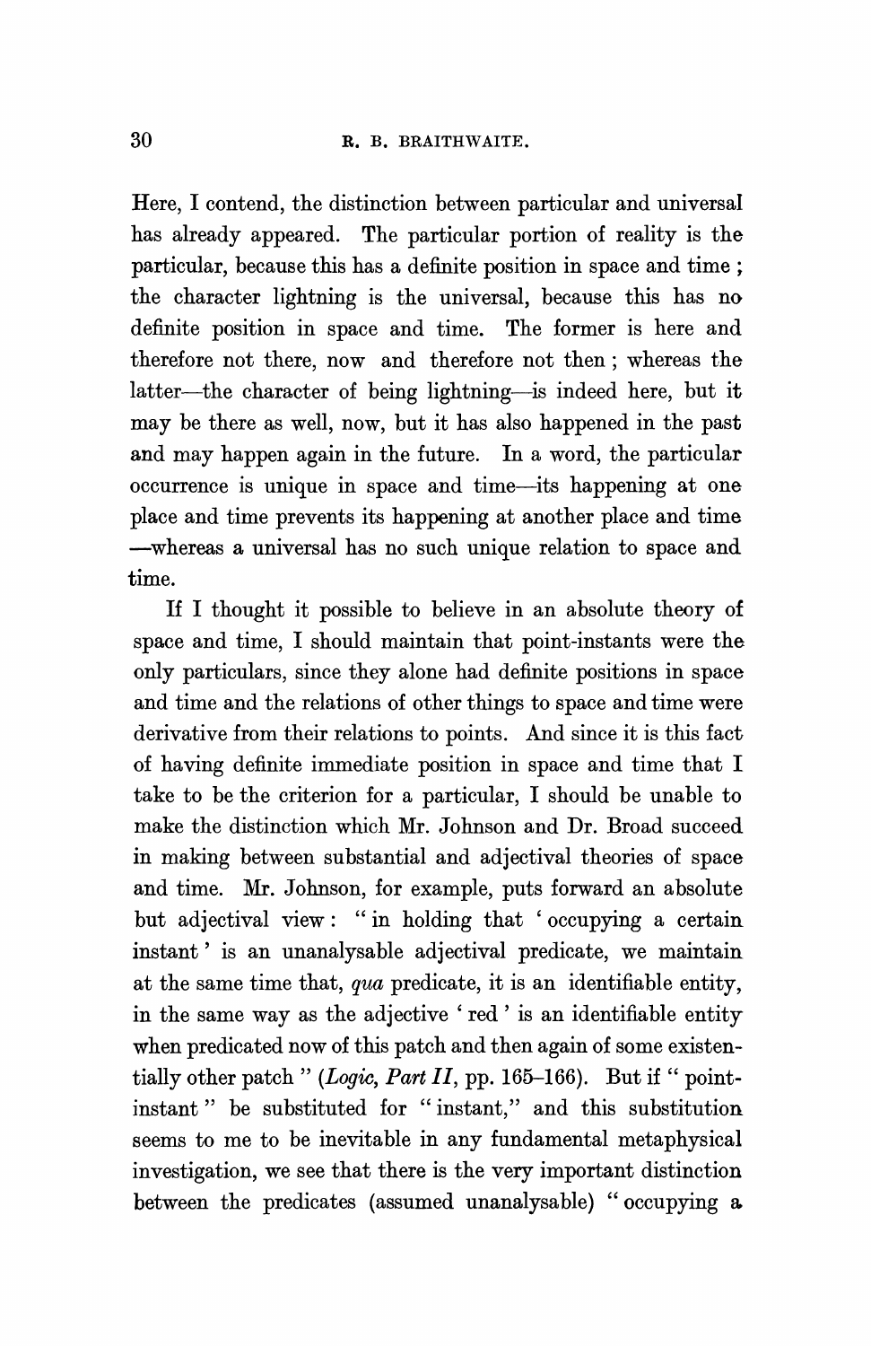Here, I contend, the distinction between particular and universal has already appeared. The particular portion of reality is the particular, because this has a definite position in space and time; the character lightning is the universal, because this has no definite position in space and time. The former is here and therefore not there, now and therefore not then; whereas the latter—the character of being lightning—is indeed here, but it may be there as well, now, but it has also happened in the past and may happen again in the future. In a word, the particular occurrence is unique in space and time—its happening at one place and time prevents its happening at another place and time—whereas a universal has no such unique relation to space and time.

If I thought it possible to believe in an absolute theory of space and time, I should maintain that point-instants were the only particulars, since they alone had definite positions in space and time and the relations of other things to space and time were derivative from their relations to points. And since it is this fact of having definite immediate position in space and time that I take to be the criterion for a particular, I should be unable to make the distinction which Mr. Johnson and Dr. Broad succeed in making between substantial and adjectival theories of space and time. Mr. Johnson, for example, puts forward an absolute but adjectival view: "in holding that 'occupying a certain instant' is an unanalysable adjectival predicate, we maintain at the same time that, *qua* predicate, it is an identifiable entity, in the same way as the adjective 'red' is an identifiable entity when predicated now of this patch and then again of some existentially other patch" (*Logic, Part II*, pp. 165–166). But if "point-instant" be substituted for "instant," and this substitution seems to me to be inevitable in any fundamental metaphysical investigation, we see that there is the very important distinction between the predicates (assumed unanalysable) "occupying a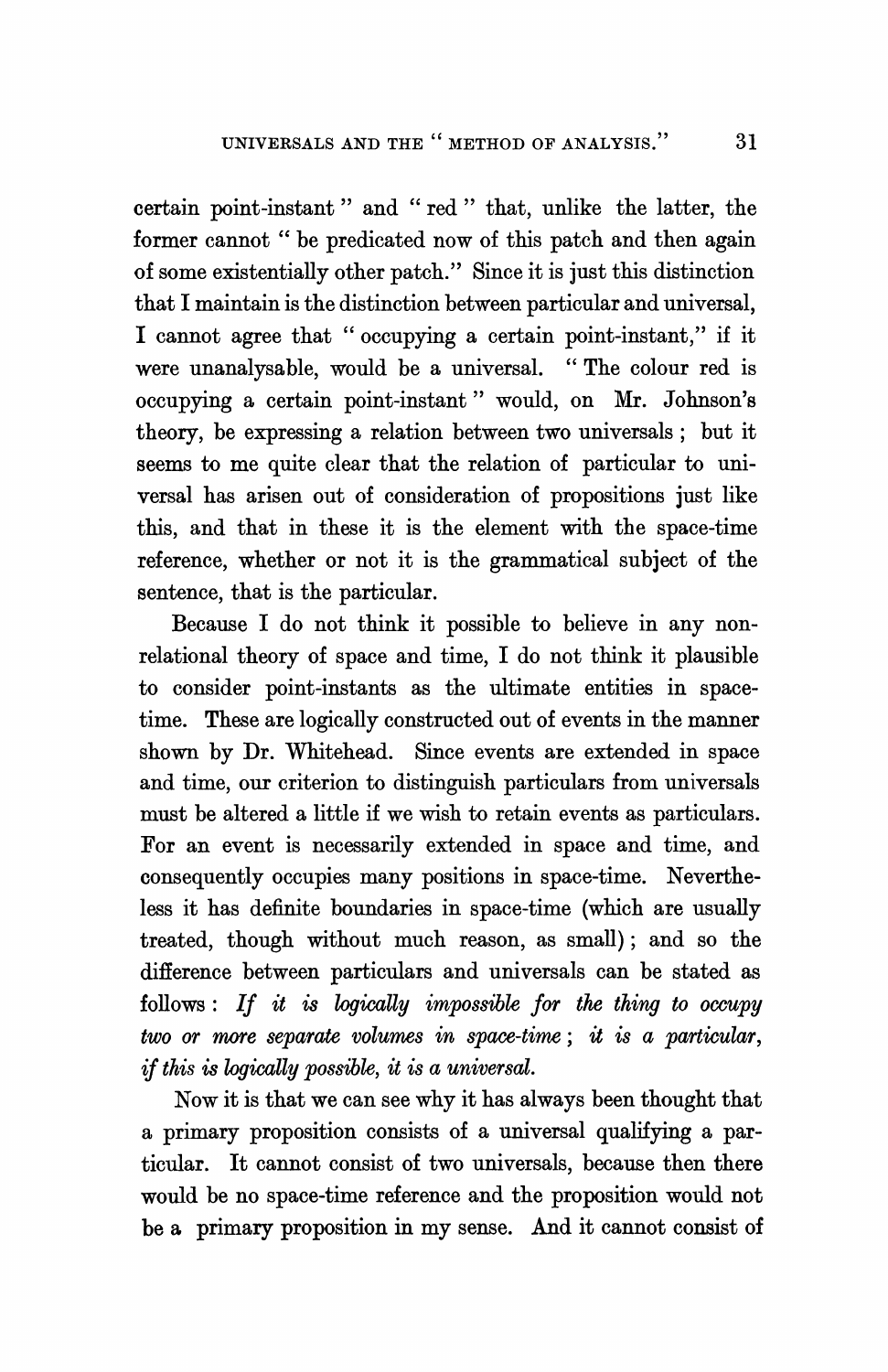certain point-instant" and "red" that, unlike the latter, the former cannot "be predicated now of this patch and then again of some existentially other patch." Since it is just this distinction that I maintain is the distinction between particular and universal, I cannot agree that "occupying a certain point-instant," if it were unanalysable, would be a universal. "The colour red is occupying a certain point-instant" would, on Mr. Johnson's theory, be expressing a relation between two universals; but it seems to me quite clear that the relation of particular to universal has arisen out of consideration of propositions just like this, and that in these it is the element with the space-time reference, whether or not it is the grammatical subject of the sentence, that is the particular.

Because I do not think it possible to believe in any non-relational theory of space and time, I do not think it plausible to consider point-instants as the ultimate entities in space-time. These are logically constructed out of events in the manner shown by Dr. Whitehead. Since events are extended in space and time, our criterion to distinguish particulars from universals must be altered a little if we wish to retain events as particulars. For an event is necessarily extended in space and time, and consequently occupies many positions in space-time. Nevertheless it has definite boundaries in space-time (which are usually treated, though without much reason, as small); and so the difference between particulars and universals can be stated as follows: *If it is logically impossible for the thing to occupy two or more separate volumes in space-time; it is a particular, if this is logically possible, it is a universal.*

Now it is that we can see why it has always been thought that a primary proposition consists of a universal qualifying a particular. It cannot consist of two universals, because then there would be no space-time reference and the proposition would not be a primary proposition in my sense. And it cannot consist of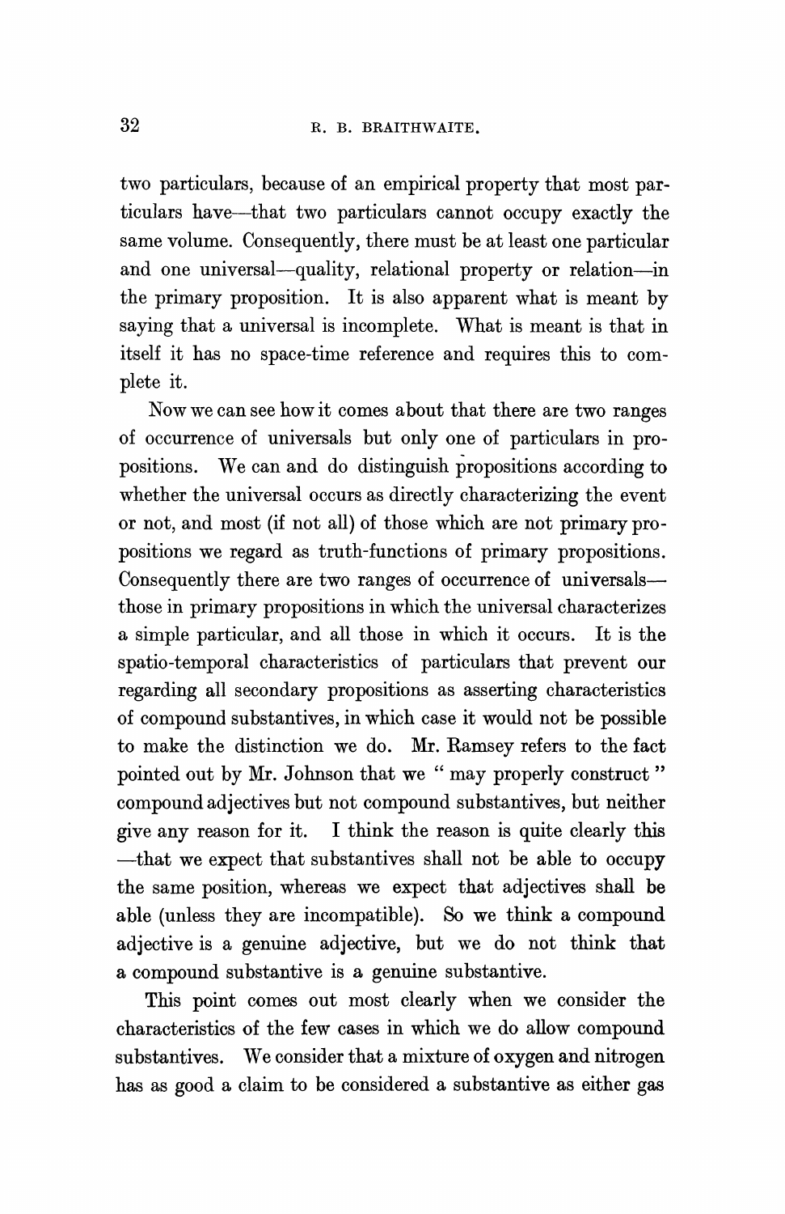two particulars, because of an empirical property that most particulars have—that two particulars cannot occupy exactly the same volume. Consequently, there must be at least one particular and one universal—quality, relational property or relation—in the primary proposition. It is also apparent what is meant by saying that a universal is incomplete. What is meant is that in itself it has no space-time reference and requires this to complete it.

Now we can see how it comes about that there are two ranges of occurrence of universals but only one of particulars in propositions. We can and do distinguish propositions according to whether the universal occurs as directly characterizing the event or not, and most (if not all) of those which are not primary propositions we regard as truth-functions of primary propositions. Consequently there are two ranges of occurrence of universals—those in primary propositions in which the universal characterizes a simple particular, and all those in which it occurs. It is the spatio-temporal characteristics of particulars that prevent our regarding all secondary propositions as asserting characteristics of compound substantives, in which case it would not be possible to make the distinction we do. Mr. Ramsey refers to the fact pointed out by Mr. Johnson that we "may properly construct" compound adjectives but not compound substantives, but neither give any reason for it. I think the reason is quite clearly this—that we expect that substantives shall not be able to occupy the same position, whereas we expect that adjectives shall be able (unless they are incompatible). So we think a compound adjective is a genuine adjective, but we do not think that a compound substantive is a genuine substantive.

This point comes out most clearly when we consider the characteristics of the few cases in which we do allow compound substantives. We consider that a mixture of oxygen and nitrogen has as good a claim to be considered a substantive as either gas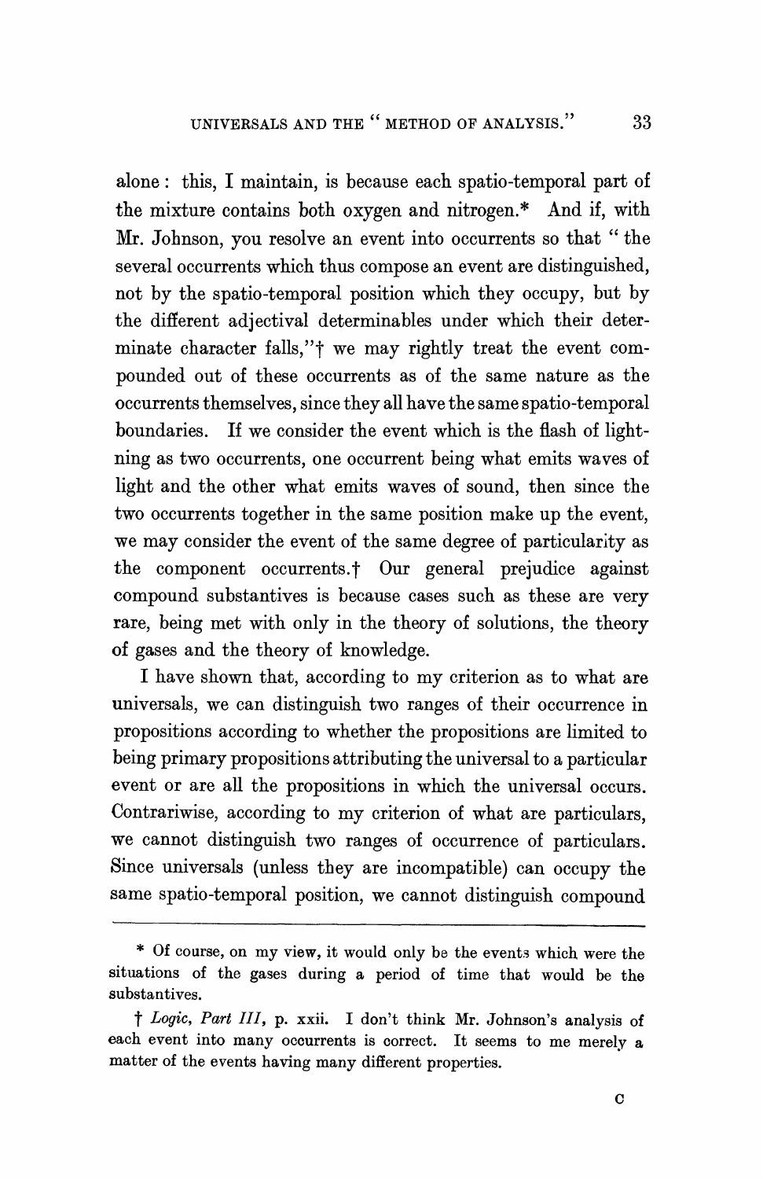alone: this, I maintain, is because each spatio-temporal part of the mixture contains both oxygen and nitrogen.* And if, with Mr. Johnson, you resolve an event into occurrents so that "the several occurrents which thus compose an event are distinguished, not by the spatio-temporal position which they occupy, but by the different adjectival determinables under which their determinate character falls,"† we may rightly treat the event compounded out of these occurrents as of the same nature as the occurrents themselves, since they all have the same spatio-temporal boundaries. If we consider the event which is the flash of lightning as two occurrents, one occurrent being what emits waves of light and the other what emits waves of sound, then since the two occurrents together in the same position make up the event, we may consider the event of the same degree of particularity as the component occurrents.† Our general prejudice against compound substantives is because cases such as these are very rare, being met with only in the theory of solutions, the theory of gases and the theory of knowledge.

I have shown that, according to my criterion as to what are universals, we can distinguish two ranges of their occurrence in propositions according to whether the propositions are limited to being primary propositions attributing the universal to a particular event or are all the propositions in which the universal occurs. Contrariwise, according to my criterion of what are particulars, we cannot distinguish two ranges of occurrence of particulars. Since universals (unless they are incompatible) can occupy the same spatio-temporal position, we cannot distinguish compound

---

\* Of course, on my view, it would only be the events which were the situations of the gases during a period of time that would be the substantives.

† *Logic, Part III*, p. xxii. I don't think Mr. Johnson's analysis of each event into many occurrents is correct. It seems to me merely a matter of the events having many different properties.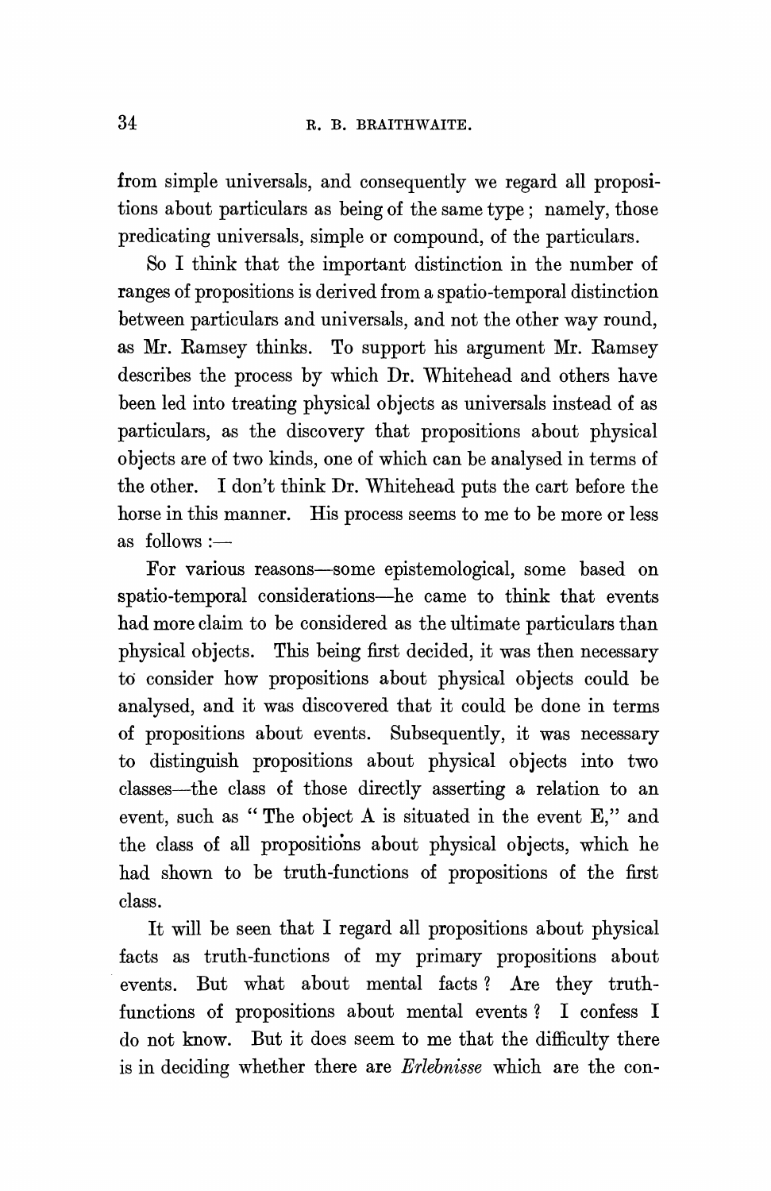from simple universals, and consequently we regard all propositions about particulars as being of the same type; namely, those predicating universals, simple or compound, of the particulars.

So I think that the important distinction in the number of ranges of propositions is derived from a spatio-temporal distinction between particulars and universals, and not the other way round, as Mr. Ramsey thinks. To support his argument Mr. Ramsey describes the process by which Dr. Whitehead and others have been led into treating physical objects as universals instead of as particulars, as the discovery that propositions about physical objects are of two kinds, one of which can be analysed in terms of the other. I don't think Dr. Whitehead puts the cart before the horse in this manner. His process seems to me to be more or less as follows :—

For various reasons—some epistemological, some based on spatio-temporal considerations—he came to think that events had more claim to be considered as the ultimate particulars than physical objects. This being first decided, it was then necessary to consider how propositions about physical objects could be analysed, and it was discovered that it could be done in terms of propositions about events. Subsequently, it was necessary to distinguish propositions about physical objects into two classes—the class of those directly asserting a relation to an event, such as "The object A is situated in the event E," and the class of all propositions about physical objects, which he had shown to be truth-functions of propositions of the first class.

It will be seen that I regard all propositions about physical facts as truth-functions of my primary propositions about events. But what about mental facts? Are they truth-functions of propositions about mental events? I confess I do not know. But it does seem to me that the difficulty there is in deciding whether there are *Erlebnisse* which are the con-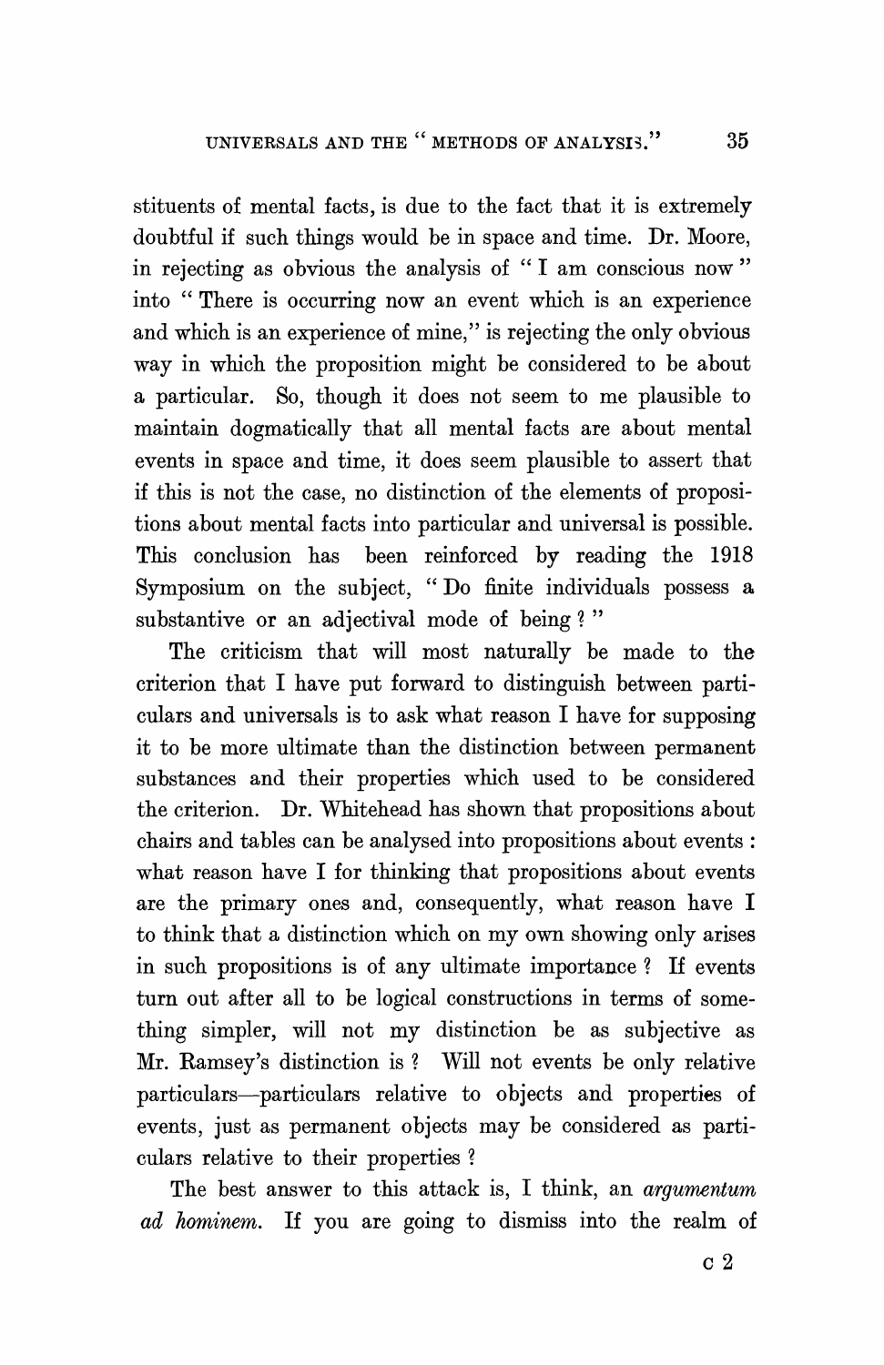stituents of mental facts, is due to the fact that it is extremely doubtful if such things would be in space and time. Dr. Moore, in rejecting as obvious the analysis of "I am conscious now" into "There is occurring now an event which is an experience and which is an experience of mine," is rejecting the only obvious way in which the proposition might be considered to be about a particular. So, though it does not seem to me plausible to maintain dogmatically that all mental facts are about mental events in space and time, it does seem plausible to assert that if this is not the case, no distinction of the elements of propositions about mental facts into particular and universal is possible. This conclusion has been reinforced by reading the 1918 Symposium on the subject, "Do finite individuals possess a substantive or an adjectival mode of being?"

The criticism that will most naturally be made to the criterion that I have put forward to distinguish between particulars and universals is to ask what reason I have for supposing it to be more ultimate than the distinction between permanent substances and their properties which used to be considered the criterion. Dr. Whitehead has shown that propositions about chairs and tables can be analysed into propositions about events: what reason have I for thinking that propositions about events are the primary ones and, consequently, what reason have I to think that a distinction which on my own showing only arises in such propositions is of any ultimate importance? If events turn out after all to be logical constructions in terms of something simpler, will not my distinction be as subjective as Mr. Ramsey's distinction is? Will not events be only relative particulars—particulars relative to objects and properties of events, just as permanent objects may be considered as particulars relative to their properties?

The best answer to this attack is, I think, an *argumentum ad hominem*. If you are going to dismiss into the realm of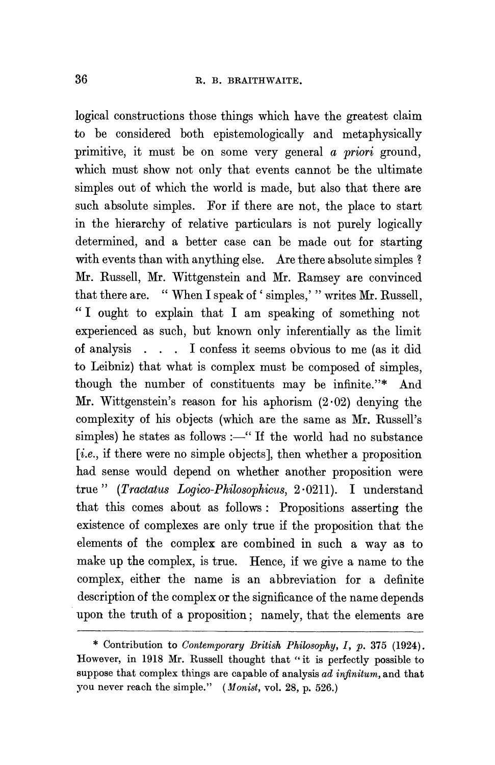logical constructions those things which have the greatest claim to be considered both epistemologically and metaphysically primitive, it must be on some very general *a priori* ground, which must show not only that events cannot be the ultimate simples out of which the world is made, but also that there are such absolute simples. For if there are not, the place to start in the hierarchy of relative particulars is not purely logically determined, and a better case can be made out for starting with events than with anything else. Are there absolute simples? Mr. Russell, Mr. Wittgenstein and Mr. Ramsey are convinced that there are. "When I speak of 'simples,'" writes Mr. Russell, "I ought to explain that I am speaking of something not experienced as such, but known only inferentially as the limit of analysis . . . I confess it seems obvious to me (as it did to Leibniz) that what is complex must be composed of simples, though the number of constituents may be infinite."* And Mr. Wittgenstein's reason for his aphorism (2·02) denying the complexity of his objects (which are the same as Mr. Russell's simples) he states as follows :—"If the world had no substance [*i.e.*, if there were no simple objects], then whether a proposition had sense would depend on whether another proposition were true" (*Tractatus Logico-Philosophicus*, 2·0211). I understand that this comes about as follows: Propositions asserting the existence of complexes are only true if the proposition that the elements of the complex are combined in such a way as to make up the complex, is true. Hence, if we give a name to the complex, either the name is an abbreviation for a definite description of the complex or the significance of the name depends upon the truth of a proposition; namely, that the elements are

---

* Contribution to *Contemporary British Philosophy, I*, p. 375 (1924). However, in 1918 Mr. Russell thought that "it is perfectly possible to suppose that complex things are capable of analysis *ad infinitum*, and that you never reach the simple." (*Monist*, vol. 28, p. 526.)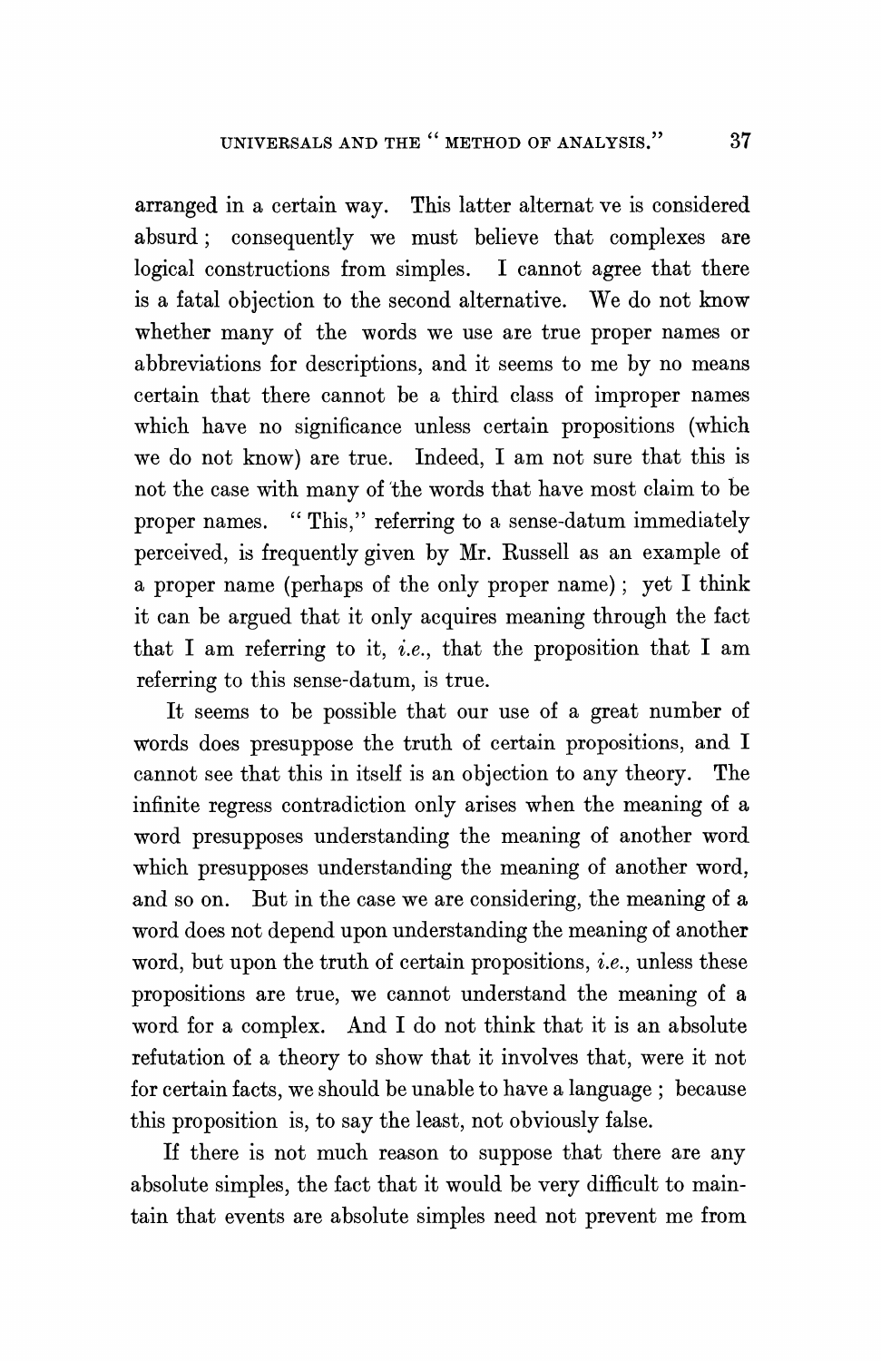arranged in a certain way. This latter alternat ve is considered absurd; consequently we must believe that complexes are logical constructions from simples. I cannot agree that there is a fatal objection to the second alternative. We do not know whether many of the words we use are true proper names or abbreviations for descriptions, and it seems to me by no means certain that there cannot be a third class of improper names which have no significance unless certain propositions (which we do not know) are true. Indeed, I am not sure that this is not the case with many of the words that have most claim to be proper names. "This," referring to a sense-datum immediately perceived, is frequently given by Mr. Russell as an example of a proper name (perhaps of the only proper name); yet I think it can be argued that it only acquires meaning through the fact that I am referring to it, *i.e.*, that the proposition that I am referring to this sense-datum, is true.

It seems to be possible that our use of a great number of words does presuppose the truth of certain propositions, and I cannot see that this in itself is an objection to any theory. The infinite regress contradiction only arises when the meaning of a word presupposes understanding the meaning of another word which presupposes understanding the meaning of another word, and so on. But in the case we are considering, the meaning of a word does not depend upon understanding the meaning of another word, but upon the truth of certain propositions, *i.e.*, unless these propositions are true, we cannot understand the meaning of a word for a complex. And I do not think that it is an absolute refutation of a theory to show that it involves that, were it not for certain facts, we should be unable to have a language; because this proposition is, to say the least, not obviously false.

If there is not much reason to suppose that there are any absolute simples, the fact that it would be very difficult to maintain that events are absolute simples need not prevent me from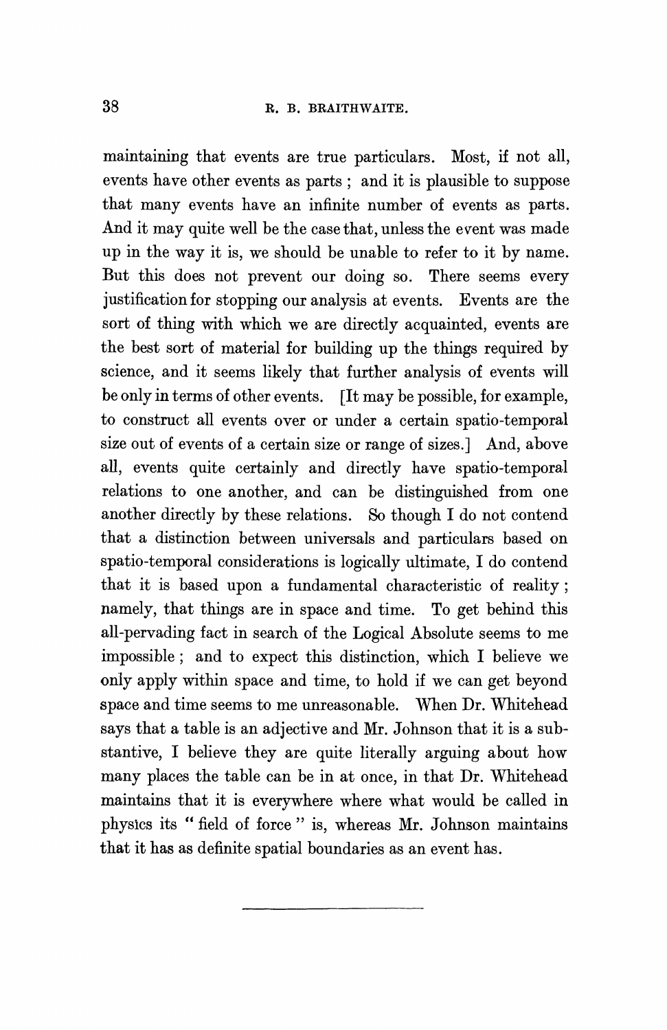maintaining that events are true particulars. Most, if not all, events have other events as parts ; and it is plausible to suppose that many events have an infinite number of events as parts. And it may quite well be the case that, unless the event was made up in the way it is, we should be unable to refer to it by name. But this does not prevent our doing so. There seems every justification for stopping our analysis at events. Events are the sort of thing with which we are directly acquainted, events are the best sort of material for building up the things required by science, and it seems likely that further analysis of events will be only in terms of other events. [It may be possible, for example, to construct all events over or under a certain spatio-temporal size out of events of a certain size or range of sizes.] And, above all, events quite certainly and directly have spatio-temporal relations to one another, and can be distinguished from one another directly by these relations. So though I do not contend that a distinction between universals and particulars based on spatio-temporal considerations is logically ultimate, I do contend that it is based upon a fundamental characteristic of reality ; namely, that things are in space and time. To get behind this all-pervading fact in search of the Logical Absolute seems to me impossible ; and to expect this distinction, which I believe we only apply within space and time, to hold if we can get beyond space and time seems to me unreasonable. When Dr. Whitehead says that a table is an adjective and Mr. Johnson that it is a substantive, I believe they are quite literally arguing about how many places the table can be in at once, in that Dr. Whitehead maintains that it is everywhere where what would be called in physics its " field of force " is, whereas Mr. Johnson maintains that it has as definite spatial boundaries as an event has.

---